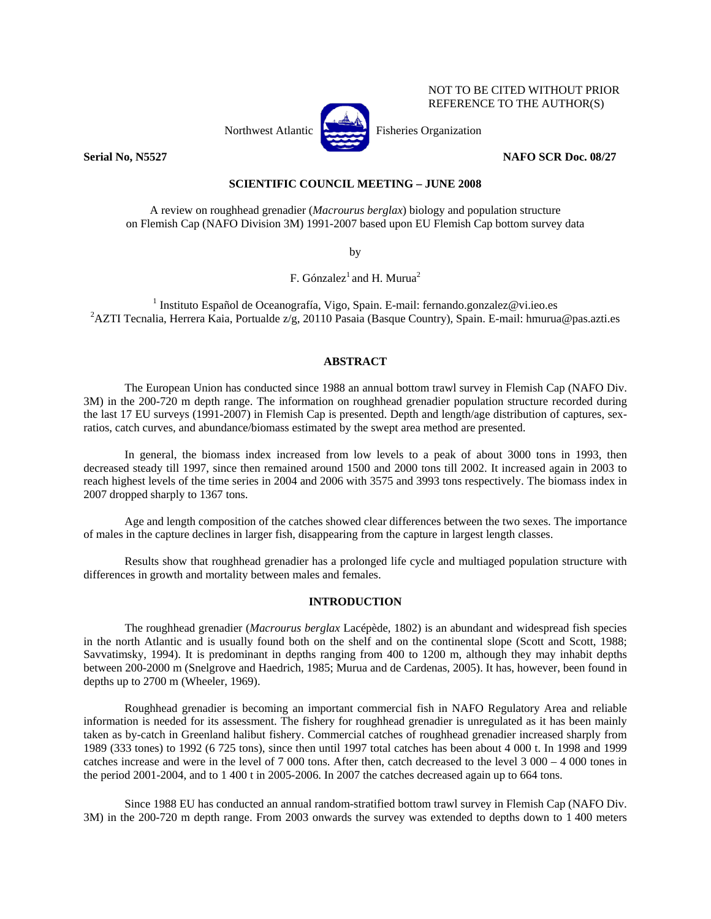NOT TO BE CITED WITHOUT PRIOR REFERENCE TO THE AUTHOR(S)

Northwest Atlantic Fisheries Organization

**Serial No, N5527** **NAFO SCR Doc. 08/27**

**SCIENTIFIC COUNCIL MEETING – JUNE 2008**

A review on roughhead grenadier (*Macrourus berglax*) biology and population structure on Flemish Cap (NAFO Division 3M) 1991-2007 based upon EU Flemish Cap bottom survey data

by

F. Gónzalez[1] and H. Murua[2]

[1] Instituto Español de Oceanografía, Vigo, Spain. E-mail: fernando.gonzalez@vi.ieo.es
[2] AZTI Tecnalia, Herrera Kaia, Portualde z/g, 20110 Pasaia (Basque Country), Spain. E-mail: hmurua@pas.azti.es

## ABSTRACT

The European Union has conducted since 1988 an annual bottom trawl survey in Flemish Cap (NAFO Div. 3M) in the 200-720 m depth range. The information on roughhead grenadier population structure recorded during the last 17 EU surveys (1991-2007) in Flemish Cap is presented. Depth and length/age distribution of captures, sex-ratios, catch curves, and abundance/biomass estimated by the swept area method are presented.

In general, the biomass index increased from low levels to a peak of about 3000 tons in 1993, then decreased steady till 1997, since then remained around 1500 and 2000 tons till 2002. It increased again in 2003 to reach highest levels of the time series in 2004 and 2006 with 3575 and 3993 tons respectively. The biomass index in 2007 dropped sharply to 1367 tons.

Age and length composition of the catches showed clear differences between the two sexes. The importance of males in the capture declines in larger fish, disappearing from the capture in largest length classes.

Results show that roughhead grenadier has a prolonged life cycle and multiaged population structure with differences in growth and mortality between males and females.

## INTRODUCTION

The roughhead grenadier (*Macrourus berglax* Lacépède, 1802) is an abundant and widespread fish species in the north Atlantic and is usually found both on the shelf and on the continental slope (Scott and Scott, 1988; Savvatimsky, 1994). It is predominant in depths ranging from 400 to 1200 m, although they may inhabit depths between 200-2000 m (Snelgrove and Haedrich, 1985; Murua and de Cardenas, 2005). It has, however, been found in depths up to 2700 m (Wheeler, 1969).

Roughhead grenadier is becoming an important commercial fish in NAFO Regulatory Area and reliable information is needed for its assessment. The fishery for roughhead grenadier is unregulated as it has been mainly taken as by-catch in Greenland halibut fishery. Commercial catches of roughhead grenadier increased sharply from 1989 (333 tones) to 1992 (6 725 tons), since then until 1997 total catches has been about 4 000 t. In 1998 and 1999 catches increase and were in the level of 7 000 tons. After then, catch decreased to the level 3 000 – 4 000 tones in the period 2001-2004, and to 1 400 t in 2005-2006. In 2007 the catches decreased again up to 664 tons.

Since 1988 EU has conducted an annual random-stratified bottom trawl survey in Flemish Cap (NAFO Div. 3M) in the 200-720 m depth range. From 2003 onwards the survey was extended to depths down to 1 400 meters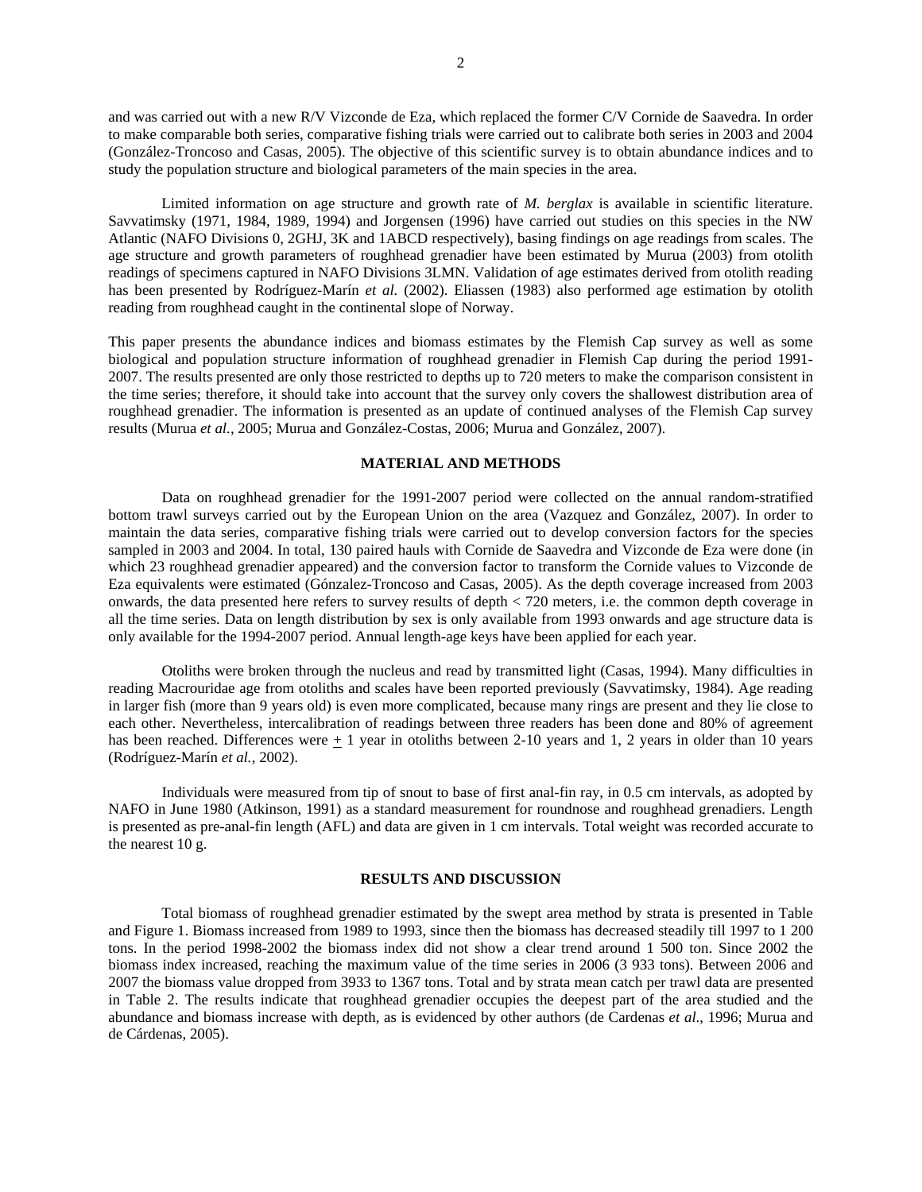and was carried out with a new R/V Vizconde de Eza, which replaced the former C/V Cornide de Saavedra. In order to make comparable both series, comparative fishing trials were carried out to calibrate both series in 2003 and 2004 (González-Troncoso and Casas, 2005). The objective of this scientific survey is to obtain abundance indices and to study the population structure and biological parameters of the main species in the area.

Limited information on age structure and growth rate of *M. berglax* is available in scientific literature. Savvatimsky (1971, 1984, 1989, 1994) and Jorgensen (1996) have carried out studies on this species in the NW Atlantic (NAFO Divisions 0, 2GHJ, 3K and 1ABCD respectively), basing findings on age readings from scales. The age structure and growth parameters of roughhead grenadier have been estimated by Murua (2003) from otolith readings of specimens captured in NAFO Divisions 3LMN. Validation of age estimates derived from otolith reading has been presented by Rodríguez-Marín *et al.* (2002). Eliassen (1983) also performed age estimation by otolith reading from roughhead caught in the continental slope of Norway.

This paper presents the abundance indices and biomass estimates by the Flemish Cap survey as well as some biological and population structure information of roughhead grenadier in Flemish Cap during the period 1991-2007. The results presented are only those restricted to depths up to 720 meters to make the comparison consistent in the time series; therefore, it should take into account that the survey only covers the shallowest distribution area of roughhead grenadier. The information is presented as an update of continued analyses of the Flemish Cap survey results (Murua *et al.*, 2005; Murua and González-Costas, 2006; Murua and González, 2007).

## MATERIAL AND METHODS

Data on roughhead grenadier for the 1991-2007 period were collected on the annual random-stratified bottom trawl surveys carried out by the European Union on the area (Vazquez and González, 2007). In order to maintain the data series, comparative fishing trials were carried out to develop conversion factors for the species sampled in 2003 and 2004. In total, 130 paired hauls with Cornide de Saavedra and Vizconde de Eza were done (in which 23 roughhead grenadier appeared) and the conversion factor to transform the Cornide values to Vizconde de Eza equivalents were estimated (Gónzalez-Troncoso and Casas, 2005). As the depth coverage increased from 2003 onwards, the data presented here refers to survey results of depth < 720 meters, i.e. the common depth coverage in all the time series. Data on length distribution by sex is only available from 1993 onwards and age structure data is only available for the 1994-2007 period. Annual length-age keys have been applied for each year.

Otoliths were broken through the nucleus and read by transmitted light (Casas, 1994). Many difficulties in reading Macrouridae age from otoliths and scales have been reported previously (Savvatimsky, 1984). Age reading in larger fish (more than 9 years old) is even more complicated, because many rings are present and they lie close to each other. Nevertheless, intercalibration of readings between three readers has been done and 80% of agreement has been reached. Differences were $\pm$ 1 year in otoliths between 2-10 years and 1, 2 years in older than 10 years (Rodríguez-Marín *et al.*, 2002).

Individuals were measured from tip of snout to base of first anal-fin ray, in 0.5 cm intervals, as adopted by NAFO in June 1980 (Atkinson, 1991) as a standard measurement for roundnose and roughhead grenadiers. Length is presented as pre-anal-fin length (AFL) and data are given in 1 cm intervals. Total weight was recorded accurate to the nearest 10 g.

## RESULTS AND DISCUSSION

Total biomass of roughhead grenadier estimated by the swept area method by strata is presented in Table and Figure 1. Biomass increased from 1989 to 1993, since then the biomass has decreased steadily till 1997 to 1 200 tons. In the period 1998-2002 the biomass index did not show a clear trend around 1 500 ton. Since 2002 the biomass index increased, reaching the maximum value of the time series in 2006 (3 933 tons). Between 2006 and 2007 the biomass value dropped from 3933 to 1367 tons. Total and by strata mean catch per trawl data are presented in Table 2. The results indicate that roughhead grenadier occupies the deepest part of the area studied and the abundance and biomass increase with depth, as is evidenced by other authors (de Cardenas *et al*., 1996; Murua and de Cárdenas, 2005).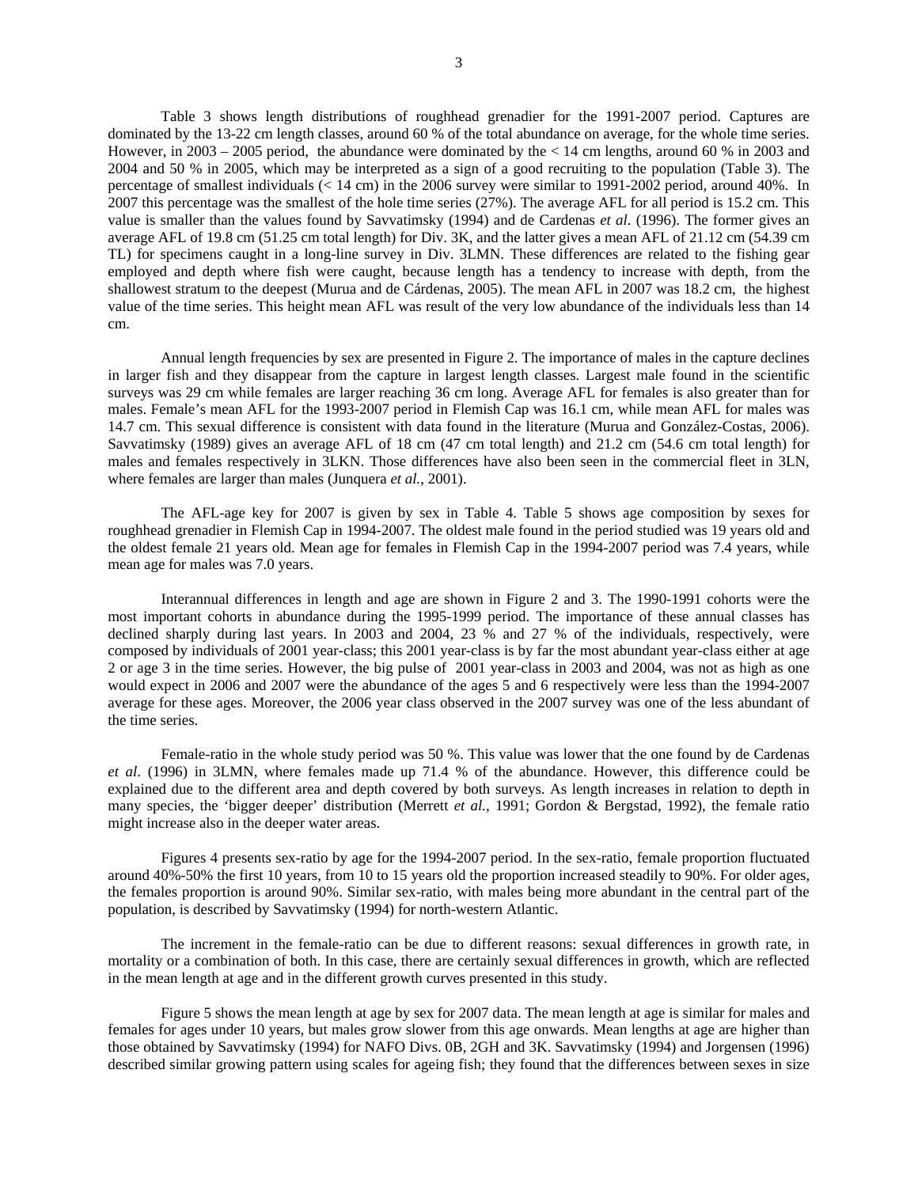Table 3 shows length distributions of roughhead grenadier for the 1991-2007 period. Captures are dominated by the 13-22 cm length classes, around 60 % of the total abundance on average, for the whole time series. However, in 2003 – 2005 period, the abundance were dominated by the < 14 cm lengths, around 60 % in 2003 and 2004 and 50 % in 2005, which may be interpreted as a sign of a good recruiting to the population (Table 3). The percentage of smallest individuals (< 14 cm) in the 2006 survey were similar to 1991-2002 period, around 40%. In 2007 this percentage was the smallest of the hole time series (27%). The average AFL for all period is 15.2 cm. This value is smaller than the values found by Savvatimsky (1994) and de Cardenas *et al*. (1996). The former gives an average AFL of 19.8 cm (51.25 cm total length) for Div. 3K, and the latter gives a mean AFL of 21.12 cm (54.39 cm TL) for specimens caught in a long-line survey in Div. 3LMN. These differences are related to the fishing gear employed and depth where fish were caught, because length has a tendency to increase with depth, from the shallowest stratum to the deepest (Murua and de Cárdenas, 2005). The mean AFL in 2007 was 18.2 cm, the highest value of the time series. This height mean AFL was result of the very low abundance of the individuals less than 14 cm.

Annual length frequencies by sex are presented in Figure 2. The importance of males in the capture declines in larger fish and they disappear from the capture in largest length classes. Largest male found in the scientific surveys was 29 cm while females are larger reaching 36 cm long. Average AFL for females is also greater than for males. Female's mean AFL for the 1993-2007 period in Flemish Cap was 16.1 cm, while mean AFL for males was 14.7 cm. This sexual difference is consistent with data found in the literature (Murua and González-Costas, 2006). Savvatimsky (1989) gives an average AFL of 18 cm (47 cm total length) and 21.2 cm (54.6 cm total length) for males and females respectively in 3LKN. Those differences have also been seen in the commercial fleet in 3LN, where females are larger than males (Junquera *et al.*, 2001).

The AFL-age key for 2007 is given by sex in Table 4. Table 5 shows age composition by sexes for roughhead grenadier in Flemish Cap in 1994-2007. The oldest male found in the period studied was 19 years old and the oldest female 21 years old. Mean age for females in Flemish Cap in the 1994-2007 period was 7.4 years, while mean age for males was 7.0 years.

Interannual differences in length and age are shown in Figure 2 and 3. The 1990-1991 cohorts were the most important cohorts in abundance during the 1995-1999 period. The importance of these annual classes has declined sharply during last years. In 2003 and 2004, 23 % and 27 % of the individuals, respectively, were composed by individuals of 2001 year-class; this 2001 year-class is by far the most abundant year-class either at age 2 or age 3 in the time series. However, the big pulse of 2001 year-class in 2003 and 2004, was not as high as one would expect in 2006 and 2007 were the abundance of the ages 5 and 6 respectively were less than the 1994-2007 average for these ages. Moreover, the 2006 year class observed in the 2007 survey was one of the less abundant of the time series.

Female-ratio in the whole study period was 50 %. This value was lower that the one found by de Cardenas *et al*. (1996) in 3LMN, where females made up 71.4 % of the abundance. However, this difference could be explained due to the different area and depth covered by both surveys. As length increases in relation to depth in many species, the 'bigger deeper' distribution (Merrett *et al.*, 1991; Gordon & Bergstad, 1992), the female ratio might increase also in the deeper water areas.

Figures 4 presents sex-ratio by age for the 1994-2007 period. In the sex-ratio, female proportion fluctuated around 40%-50% the first 10 years, from 10 to 15 years old the proportion increased steadily to 90%. For older ages, the females proportion is around 90%. Similar sex-ratio, with males being more abundant in the central part of the population, is described by Savvatimsky (1994) for north-western Atlantic.

The increment in the female-ratio can be due to different reasons: sexual differences in growth rate, in mortality or a combination of both. In this case, there are certainly sexual differences in growth, which are reflected in the mean length at age and in the different growth curves presented in this study.

Figure 5 shows the mean length at age by sex for 2007 data. The mean length at age is similar for males and females for ages under 10 years, but males grow slower from this age onwards. Mean lengths at age are higher than those obtained by Savvatimsky (1994) for NAFO Divs. 0B, 2GH and 3K. Savvatimsky (1994) and Jorgensen (1996) described similar growing pattern using scales for ageing fish; they found that the differences between sexes in size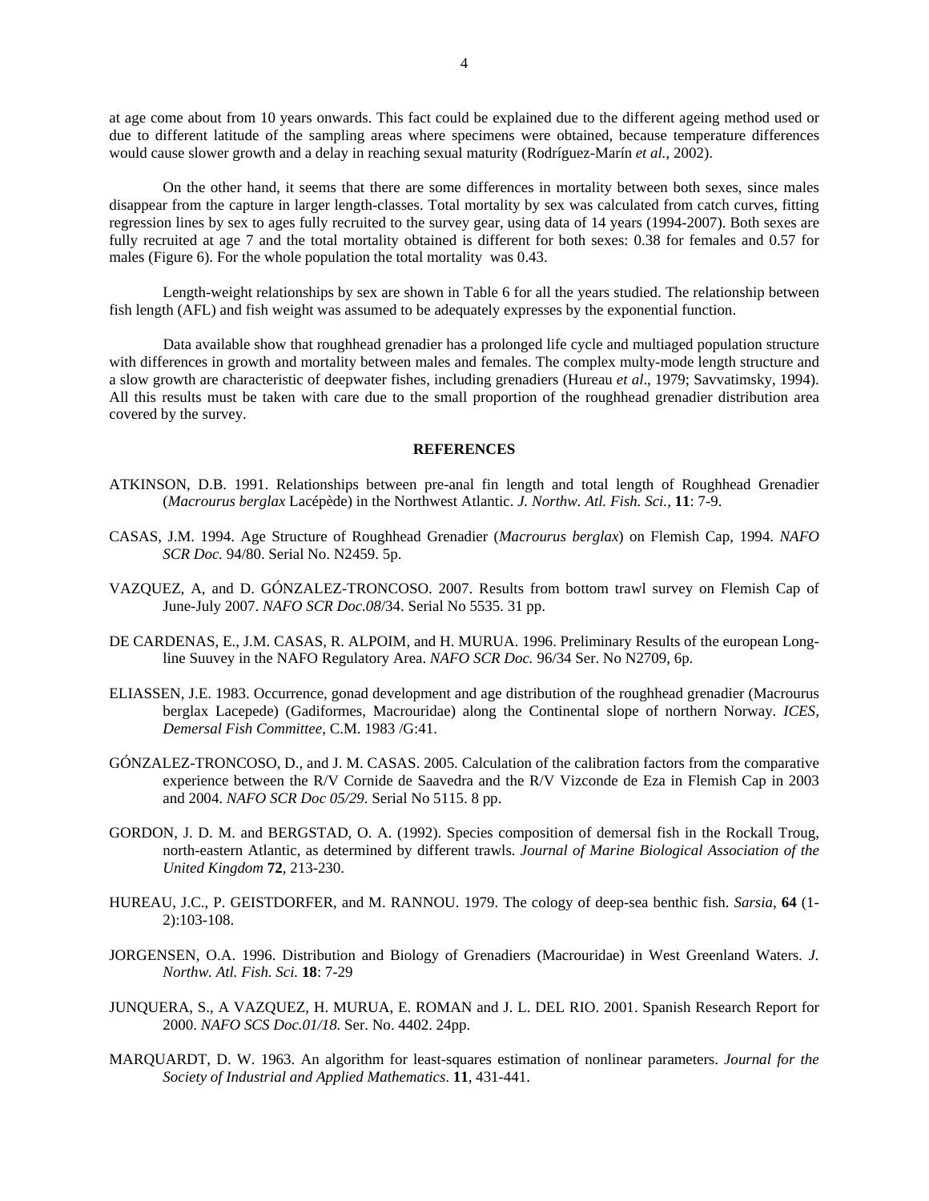at age come about from 10 years onwards. This fact could be explained due to the different ageing method used or due to different latitude of the sampling areas where specimens were obtained, because temperature differences would cause slower growth and a delay in reaching sexual maturity (Rodríguez-Marín *et al.*, 2002).

On the other hand, it seems that there are some differences in mortality between both sexes, since males disappear from the capture in larger length-classes. Total mortality by sex was calculated from catch curves, fitting regression lines by sex to ages fully recruited to the survey gear, using data of 14 years (1994-2007). Both sexes are fully recruited at age 7 and the total mortality obtained is different for both sexes: 0.38 for females and 0.57 for males (Figure 6). For the whole population the total mortality was 0.43.

Length-weight relationships by sex are shown in Table 6 for all the years studied. The relationship between fish length (AFL) and fish weight was assumed to be adequately expresses by the exponential function.

Data available show that roughhead grenadier has a prolonged life cycle and multiaged population structure with differences in growth and mortality between males and females. The complex multy-mode length structure and a slow growth are characteristic of deepwater fishes, including grenadiers (Hureau *et al*., 1979; Savvatimsky, 1994). All this results must be taken with care due to the small proportion of the roughhead grenadier distribution area covered by the survey.

## REFERENCES

ATKINSON, D.B. 1991. Relationships between pre-anal fin length and total length of Roughhead Grenadier (*Macrourus berglax* Lacépède) in the Northwest Atlantic. *J. Northw. Atl. Fish. Sci.*, **11**: 7-9.

CASAS, J.M. 1994. Age Structure of Roughhead Grenadier (*Macrourus berglax*) on Flemish Cap, 1994. *NAFO SCR Doc.* 94/80. Serial No. N2459. 5p.

VAZQUEZ, A, and D. GÓNZALEZ-TRONCOSO. 2007. Results from bottom trawl survey on Flemish Cap of June-July 2007. *NAFO SCR Doc.08*/34. Serial No 5535. 31 pp.

DE CARDENAS, E., J.M. CASAS, R. ALPOIM, and H. MURUA. 1996. Preliminary Results of the european Long-line Suuvey in the NAFO Regulatory Area. *NAFO SCR Doc.* 96/34 Ser. No N2709, 6p.

ELIASSEN, J.E. 1983. Occurrence, gonad development and age distribution of the roughhead grenadier (Macrourus berglax Lacepede) (Gadiformes, Macrouridae) along the Continental slope of northern Norway. *ICES, Demersal Fish Committee*, C.M. 1983 /G:41.

GÓNZALEZ-TRONCOSO, D., and J. M. CASAS. 2005. Calculation of the calibration factors from the comparative experience between the R/V Cornide de Saavedra and the R/V Vizconde de Eza in Flemish Cap in 2003 and 2004. *NAFO SCR Doc 05/29*. Serial No 5115. 8 pp.

GORDON, J. D. M. and BERGSTAD, O. A. (1992). Species composition of demersal fish in the Rockall Troug, north-eastern Atlantic, as determined by different trawls. *Journal of Marine Biological Association of the United Kingdom* **72**, 213-230.

HUREAU, J.C., P. GEISTDORFER, and M. RANNOU. 1979. The cology of deep-sea benthic fish. *Sarsia*, **64** (1-2):103-108.

JORGENSEN, O.A. 1996. Distribution and Biology of Grenadiers (Macrouridae) in West Greenland Waters. *J. Northw. Atl. Fish. Sci.* **18**: 7-29

JUNQUERA, S., A VAZQUEZ, H. MURUA, E. ROMAN and J. L. DEL RIO. 2001. Spanish Research Report for 2000. *NAFO SCS Doc.01/18.* Ser. No. 4402. 24pp.

MARQUARDT, D. W. 1963. An algorithm for least-squares estimation of nonlinear parameters. *Journal for the Society of Industrial and Applied Mathematics*. **11**, 431-441.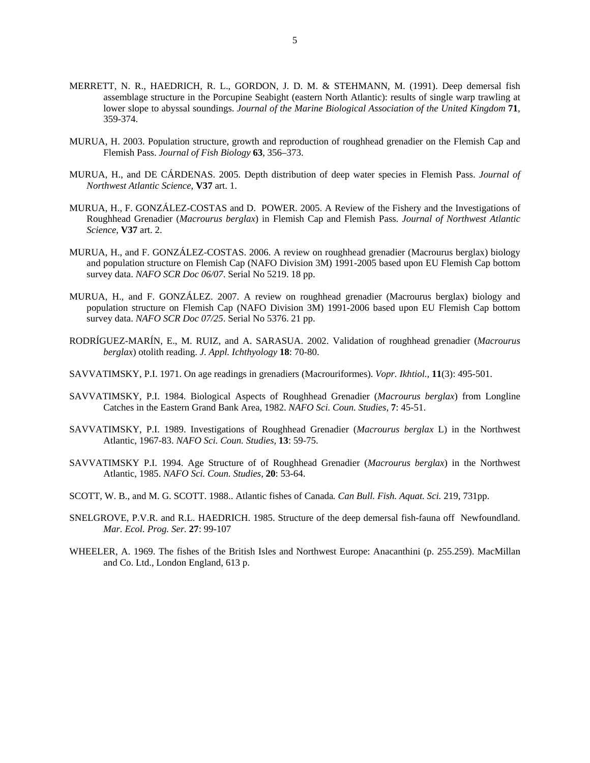MERRETT, N. R., HAEDRICH, R. L., GORDON, J. D. M. & STEHMANN, M. (1991). Deep demersal fish assemblage structure in the Porcupine Seabight (eastern North Atlantic): results of single warp trawling at lower slope to abyssal soundings. *Journal of the Marine Biological Association of the United Kingdom* **71**, 359-374.

MURUA, H. 2003. Population structure, growth and reproduction of roughhead grenadier on the Flemish Cap and Flemish Pass. *Journal of Fish Biology* **63**, 356–373.

MURUA, H., and DE CÁRDENAS. 2005. Depth distribution of deep water species in Flemish Pass. *Journal of Northwest Atlantic Science*, **V37** art. 1.

MURUA, H., F. GONZÁLEZ-COSTAS and D. POWER. 2005. A Review of the Fishery and the Investigations of Roughhead Grenadier (*Macrourus berglax*) in Flemish Cap and Flemish Pass. *Journal of Northwest Atlantic Science*, **V37** art. 2.

MURUA, H., and F. GONZÁLEZ-COSTAS. 2006. A review on roughhead grenadier (Macrourus berglax) biology and population structure on Flemish Cap (NAFO Division 3M) 1991-2005 based upon EU Flemish Cap bottom survey data. *NAFO SCR Doc 06/07*. Serial No 5219. 18 pp.

MURUA, H., and F. GONZÁLEZ. 2007. A review on roughhead grenadier (Macrourus berglax) biology and population structure on Flemish Cap (NAFO Division 3M) 1991-2006 based upon EU Flemish Cap bottom survey data. *NAFO SCR Doc 07/25*. Serial No 5376. 21 pp.

RODRÍGUEZ-MARÍN, E., M. RUIZ, and A. SARASUA. 2002. Validation of roughhead grenadier (*Macrourus berglax*) otolith reading. *J. Appl. Ichthyology* **18**: 70-80.

SAVVATIMSKY, P.I. 1971. On age readings in grenadiers (Macrouriformes). *Vopr. Ikhtiol.,* **11**(3): 495-501.

SAVVATIMSKY, P.I. 1984. Biological Aspects of Roughhead Grenadier (*Macrourus berglax*) from Longline Catches in the Eastern Grand Bank Area, 1982. *NAFO Sci. Coun. Studies*, **7**: 45-51.

SAVVATIMSKY, P.I. 1989. Investigations of Roughhead Grenadier (*Macrourus berglax* L) in the Northwest Atlantic, 1967-83. *NAFO Sci. Coun. Studies*, **13**: 59-75.

SAVVATIMSKY P.I. 1994. Age Structure of of Roughhead Grenadier (*Macrourus berglax*) in the Northwest Atlantic, 1985. *NAFO Sci. Coun. Studies*, **20**: 53-64.

SCOTT, W. B., and M. G. SCOTT. 1988.. Atlantic fishes of Canada*. Can Bull. Fish. Aquat. Sci.* 219, 731pp.

SNELGROVE, P.V.R. and R.L. HAEDRICH. 1985. Structure of the deep demersal fish-fauna off Newfoundland. *Mar. Ecol. Prog. Ser.* **27**: 99-107

WHEELER, A. 1969. The fishes of the British Isles and Northwest Europe: Anacanthini (p. 255.259). MacMillan and Co. Ltd., London England, 613 p.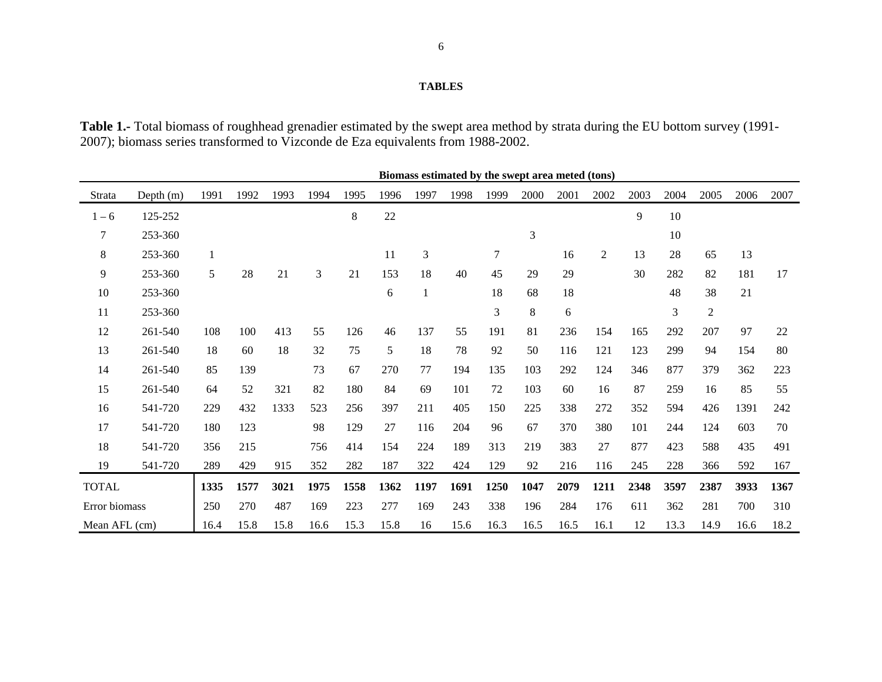**TABLES**

**Table 1.-** Total biomass of roughhead grenadier estimated by the swept area method by strata during the EU bottom survey (1991-2007); biomass series transformed to Vizconde de Eza equivalents from 1988-2002.

| | | Biomass estimated by the swept area meted (tons) | | | | | | | | | | | | | | | | |
|---|---|---|---|---|---|---|---|---|---|---|---|---|---|---|---|---|---|---|
| Strata | Depth (m) | 1991 | 1992 | 1993 | 1994 | 1995 | 1996 | 1997 | 1998 | 1999 | 2000 | 2001 | 2002 | 2003 | 2004 | 2005 | 2006 | 2007 |
| 1 – 6 | 125-252 | | | | | 8 | 22 | | | | | | | 9 | 10 | | | |
| 7 | 253-360 | | | | | | | | | | 3 | | | | 10 | | | |
| 8 | 253-360 | 1 | | | | | 11 | 3 | | 7 | | 16 | 2 | 13 | 28 | 65 | 13 | |
| 9 | 253-360 | 5 | 28 | 21 | 3 | 21 | 153 | 18 | 40 | 45 | 29 | 29 | | 30 | 282 | 82 | 181 | 17 |
| 10 | 253-360 | | | | | | 6 | 1 | | 18 | 68 | 18 | | | 48 | 38 | 21 | |
| 11 | 253-360 | | | | | | | | | 3 | 8 | 6 | | | 3 | 2 | | |
| 12 | 261-540 | 108 | 100 | 413 | 55 | 126 | 46 | 137 | 55 | 191 | 81 | 236 | 154 | 165 | 292 | 207 | 97 | 22 |
| 13 | 261-540 | 18 | 60 | 18 | 32 | 75 | 5 | 18 | 78 | 92 | 50 | 116 | 121 | 123 | 299 | 94 | 154 | 80 |
| 14 | 261-540 | 85 | 139 | | 73 | 67 | 270 | 77 | 194 | 135 | 103 | 292 | 124 | 346 | 877 | 379 | 362 | 223 |
| 15 | 261-540 | 64 | 52 | 321 | 82 | 180 | 84 | 69 | 101 | 72 | 103 | 60 | 16 | 87 | 259 | 16 | 85 | 55 |
| 16 | 541-720 | 229 | 432 | 1333 | 523 | 256 | 397 | 211 | 405 | 150 | 225 | 338 | 272 | 352 | 594 | 426 | 1391 | 242 |
| 17 | 541-720 | 180 | 123 | | 98 | 129 | 27 | 116 | 204 | 96 | 67 | 370 | 380 | 101 | 244 | 124 | 603 | 70 |
| 18 | 541-720 | 356 | 215 | | 756 | 414 | 154 | 224 | 189 | 313 | 219 | 383 | 27 | 877 | 423 | 588 | 435 | 491 |
| 19 | 541-720 | 289 | 429 | 915 | 352 | 282 | 187 | 322 | 424 | 129 | 92 | 216 | 116 | 245 | 228 | 366 | 592 | 167 |
| TOTAL | | **1335** | **1577** | **3021** | **1975** | **1558** | **1362** | **1197** | **1691** | **1250** | **1047** | **2079** | **1211** | **2348** | **3597** | **2387** | **3933** | **1367** |
| Error biomass | | 250 | 270 | 487 | 169 | 223 | 277 | 169 | 243 | 338 | 196 | 284 | 176 | 611 | 362 | 281 | 700 | 310 |
| Mean AFL (cm) | | 16.4 | 15.8 | 15.8 | 16.6 | 15.3 | 15.8 | 16 | 15.6 | 16.3 | 16.5 | 16.5 | 16.1 | 12 | 13.3 | 14.9 | 16.6 | 18.2 |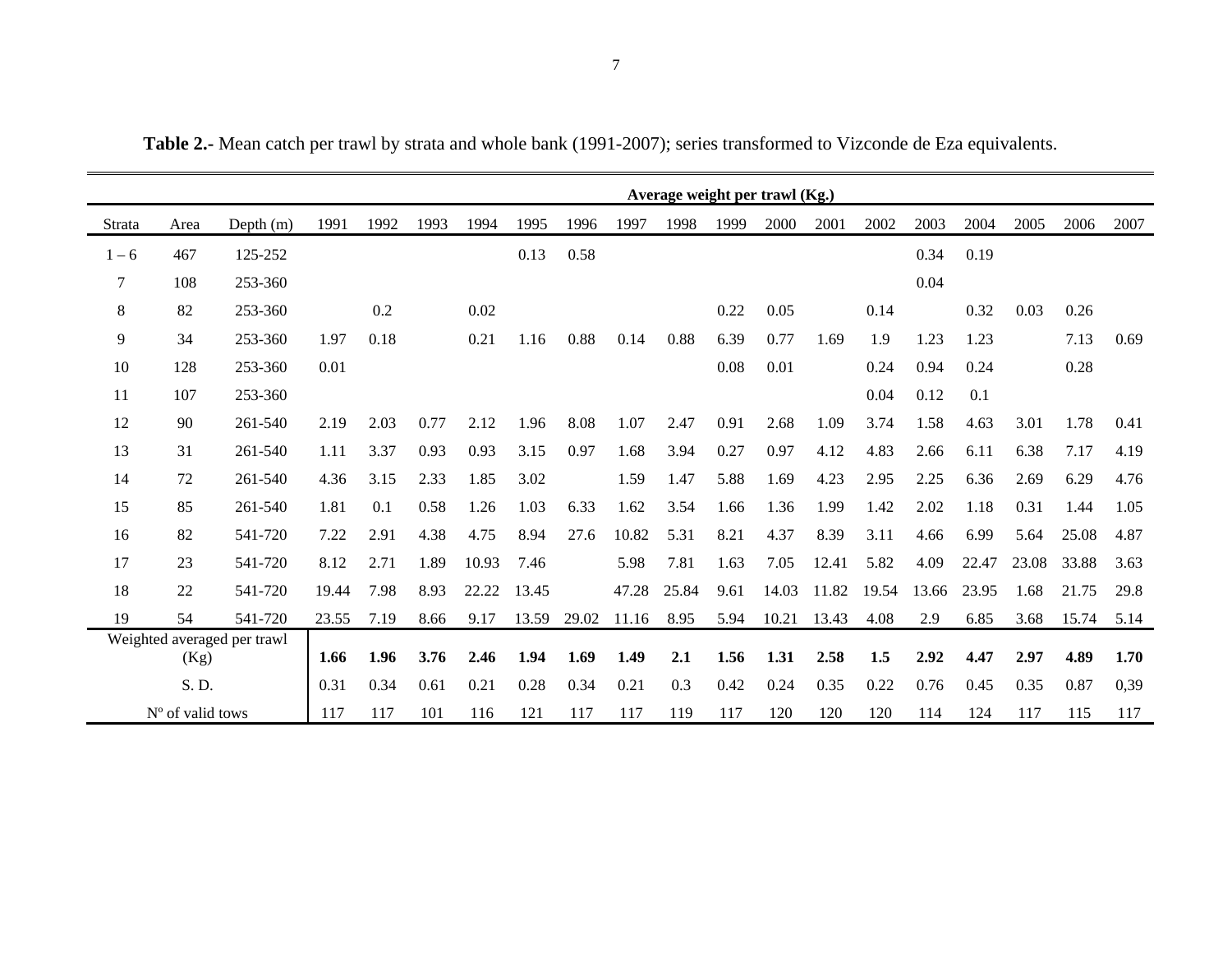**Table 2.-** Mean catch per trawl by strata and whole bank (1991-2007); series transformed to Vizconde de Eza equivalents.

| | | | **Average weight per trawl (Kg.)** | | | | | | | | | | | | | | | | |
|---|---|---|---|---|---|---|---|---|---|---|---|---|---|---|---|---|---|---|---|
| Strata | Area | Depth (m) | 1991 | 1992 | 1993 | 1994 | 1995 | 1996 | 1997 | 1998 | 1999 | 2000 | 2001 | 2002 | 2003 | 2004 | 2005 | 2006 | 2007 |
| 1 – 6 | 467 | 125-252 | | | | | 0.13 | 0.58 | | | | | | | 0.34 | 0.19 | | | |
| 7 | 108 | 253-360 | | | | | | | | | | | | | 0.04 | | | | |
| 8 | 82 | 253-360 | | 0.2 | | 0.02 | | | | | 0.22 | 0.05 | | 0.14 | | 0.32 | 0.03 | 0.26 | |
| 9 | 34 | 253-360 | 1.97 | 0.18 | | 0.21 | 1.16 | 0.88 | 0.14 | 0.88 | 6.39 | 0.77 | 1.69 | 1.9 | 1.23 | 1.23 | | 7.13 | 0.69 |
| 10 | 128 | 253-360 | 0.01 | | | | | | | | 0.08 | 0.01 | | 0.24 | 0.94 | 0.24 | | 0.28 | |
| 11 | 107 | 253-360 | | | | | | | | | | | | 0.04 | 0.12 | 0.1 | | | |
| 12 | 90 | 261-540 | 2.19 | 2.03 | 0.77 | 2.12 | 1.96 | 8.08 | 1.07 | 2.47 | 0.91 | 2.68 | 1.09 | 3.74 | 1.58 | 4.63 | 3.01 | 1.78 | 0.41 |
| 13 | 31 | 261-540 | 1.11 | 3.37 | 0.93 | 0.93 | 3.15 | 0.97 | 1.68 | 3.94 | 0.27 | 0.97 | 4.12 | 4.83 | 2.66 | 6.11 | 6.38 | 7.17 | 4.19 |
| 14 | 72 | 261-540 | 4.36 | 3.15 | 2.33 | 1.85 | 3.02 | | 1.59 | 1.47 | 5.88 | 1.69 | 4.23 | 2.95 | 2.25 | 6.36 | 2.69 | 6.29 | 4.76 |
| 15 | 85 | 261-540 | 1.81 | 0.1 | 0.58 | 1.26 | 1.03 | 6.33 | 1.62 | 3.54 | 1.66 | 1.36 | 1.99 | 1.42 | 2.02 | 1.18 | 0.31 | 1.44 | 1.05 |
| 16 | 82 | 541-720 | 7.22 | 2.91 | 4.38 | 4.75 | 8.94 | 27.6 | 10.82 | 5.31 | 8.21 | 4.37 | 8.39 | 3.11 | 4.66 | 6.99 | 5.64 | 25.08 | 4.87 |
| 17 | 23 | 541-720 | 8.12 | 2.71 | 1.89 | 10.93 | 7.46 | | 5.98 | 7.81 | 1.63 | 7.05 | 12.41 | 5.82 | 4.09 | 22.47 | 23.08 | 33.88 | 3.63 |
| 18 | 22 | 541-720 | 19.44 | 7.98 | 8.93 | 22.22 | 13.45 | | 47.28 | 25.84 | 9.61 | 14.03 | 11.82 | 19.54 | 13.66 | 23.95 | 1.68 | 21.75 | 29.8 |
| 19 | 54 | 541-720 | 23.55 | 7.19 | 8.66 | 9.17 | 13.59 | 29.02 | 11.16 | 8.95 | 5.94 | 10.21 | 13.43 | 4.08 | 2.9 | 6.85 | 3.68 | 15.74 | 5.14 |
| Weighted averaged per trawl (Kg) | | | **1.66** | **1.96** | **3.76** | **2.46** | **1.94** | **1.69** | **1.49** | **2.1** | **1.56** | **1.31** | **2.58** | **1.5** | **2.92** | **4.47** | **2.97** | **4.89** | **1.70** |
| S. D. | | | 0.31 | 0.34 | 0.61 | 0.21 | 0.28 | 0.34 | 0.21 | 0.3 | 0.42 | 0.24 | 0.35 | 0.22 | 0.76 | 0.45 | 0.35 | 0.87 | 0,39 |
| Nº of valid tows | | | 117 | 117 | 101 | 116 | 121 | 117 | 117 | 119 | 117 | 120 | 120 | 120 | 114 | 124 | 117 | 115 | 117 |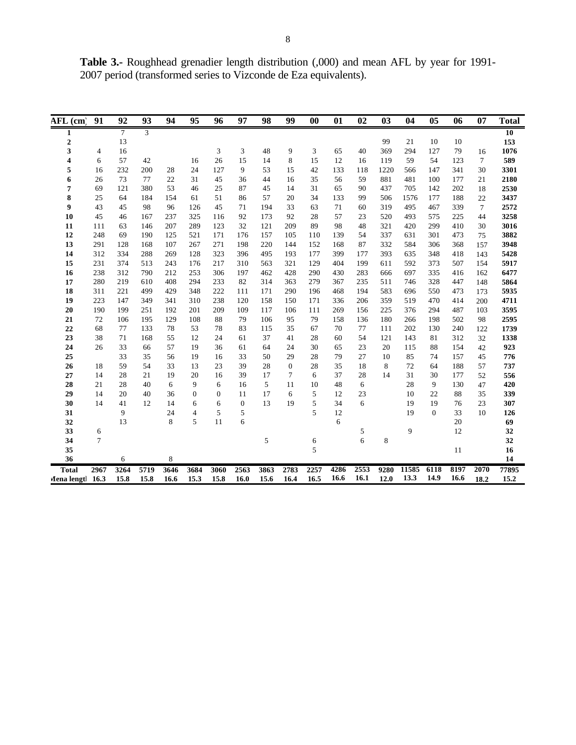**Table 3.-** Roughhead grenadier length distribution (,000) and mean AFL by year for 1991-2007 period (transformed series to Vizconde de Eza equivalents).

| AFL (cm) | 91 | 92 | 93 | 94 | 95 | 96 | 97 | 98 | 99 | 00 | 01 | 02 | 03 | 04 | 05 | 06 | 07 | Total |
|---|---|---|---|---|---|---|---|---|---|---|---|---|---|---|---|---|---|---|
| **1** | | 7 | 3 | | | | | | | | | | | | | | | **10** |
| **2** | | 13 | | | | | | | | | | | 99 | 21 | 10 | 10 | | **153** |
| **3** | 4 | 16 | | | | 3 | 3 | 48 | 9 | 3 | 65 | 40 | 369 | 294 | 127 | 79 | 16 | **1076** |
| **4** | 6 | 57 | 42 | | 16 | 26 | 15 | 14 | 8 | 15 | 12 | 16 | 119 | 59 | 54 | 123 | 7 | **589** |
| **5** | 16 | 232 | 200 | 28 | 24 | 127 | 9 | 53 | 15 | 42 | 133 | 118 | 1220 | 566 | 147 | 341 | 30 | **3301** |
| **6** | 26 | 73 | 77 | 22 | 31 | 45 | 36 | 44 | 16 | 35 | 56 | 59 | 881 | 481 | 100 | 177 | 21 | **2180** |
| **7** | 69 | 121 | 380 | 53 | 46 | 25 | 87 | 45 | 14 | 31 | 65 | 90 | 437 | 705 | 142 | 202 | 18 | **2530** |
| **8** | 25 | 64 | 184 | 154 | 61 | 51 | 86 | 57 | 20 | 34 | 133 | 99 | 506 | 1576 | 177 | 188 | 22 | **3437** |
| **9** | 43 | 45 | 98 | 96 | 126 | 45 | 71 | 194 | 33 | 63 | 71 | 60 | 319 | 495 | 467 | 339 | 7 | **2572** |
| **10** | 45 | 46 | 167 | 237 | 325 | 116 | 92 | 173 | 92 | 28 | 57 | 23 | 520 | 493 | 575 | 225 | 44 | **3258** |
| **11** | 111 | 63 | 146 | 207 | 289 | 123 | 32 | 121 | 209 | 89 | 98 | 48 | 321 | 420 | 299 | 410 | 30 | **3016** |
| **12** | 248 | 69 | 190 | 125 | 521 | 171 | 176 | 157 | 105 | 110 | 139 | 54 | 337 | 631 | 301 | 473 | 75 | **3882** |
| **13** | 291 | 128 | 168 | 107 | 267 | 271 | 198 | 220 | 144 | 152 | 168 | 87 | 332 | 584 | 306 | 368 | 157 | **3948** |
| **14** | 312 | 334 | 288 | 269 | 128 | 323 | 396 | 495 | 193 | 177 | 399 | 177 | 393 | 635 | 348 | 418 | 143 | **5428** |
| **15** | 231 | 374 | 513 | 243 | 176 | 217 | 310 | 563 | 321 | 129 | 404 | 199 | 611 | 592 | 373 | 507 | 154 | **5917** |
| **16** | 238 | 312 | 790 | 212 | 253 | 306 | 197 | 462 | 428 | 290 | 430 | 283 | 666 | 697 | 335 | 416 | 162 | **6477** |
| **17** | 280 | 219 | 610 | 408 | 294 | 233 | 82 | 314 | 363 | 279 | 367 | 235 | 511 | 746 | 328 | 447 | 148 | **5864** |
| **18** | 311 | 221 | 499 | 429 | 348 | 222 | 111 | 171 | 290 | 196 | 468 | 194 | 583 | 696 | 550 | 473 | 173 | **5935** |
| **19** | 223 | 147 | 349 | 341 | 310 | 238 | 120 | 158 | 150 | 171 | 336 | 206 | 359 | 519 | 470 | 414 | 200 | **4711** |
| **20** | 190 | 199 | 251 | 192 | 201 | 209 | 109 | 117 | 106 | 111 | 269 | 156 | 225 | 376 | 294 | 487 | 103 | **3595** |
| **21** | 72 | 106 | 195 | 129 | 108 | 88 | 79 | 106 | 95 | 79 | 158 | 136 | 180 | 266 | 198 | 502 | 98 | **2595** |
| **22** | 68 | 77 | 133 | 78 | 53 | 78 | 83 | 115 | 35 | 67 | 70 | 77 | 111 | 202 | 130 | 240 | 122 | **1739** |
| **23** | 38 | 71 | 168 | 55 | 12 | 24 | 61 | 37 | 41 | 28 | 60 | 54 | 121 | 143 | 81 | 312 | 32 | **1338** |
| **24** | 26 | 33 | 66 | 57 | 19 | 36 | 61 | 64 | 24 | 30 | 65 | 23 | 20 | 115 | 88 | 154 | 42 | **923** |
| **25** | | 33 | 35 | 56 | 19 | 16 | 33 | 50 | 29 | 28 | 79 | 27 | 10 | 85 | 74 | 157 | 45 | **776** |
| **26** | 18 | 59 | 54 | 33 | 13 | 23 | 39 | 28 | 0 | 28 | 35 | 18 | 8 | 72 | 64 | 188 | 57 | **737** |
| **27** | 14 | 28 | 21 | 19 | 20 | 16 | 39 | 17 | 7 | 6 | 37 | 28 | 14 | 31 | 30 | 177 | 52 | **556** |
| **28** | 21 | 28 | 40 | 6 | 9 | 6 | 16 | 5 | 11 | 10 | 48 | 6 | | 28 | 9 | 130 | 47 | **420** |
| **29** | 14 | 20 | 40 | 36 | 0 | 0 | 11 | 17 | 6 | 5 | 12 | 23 | | 10 | 22 | 88 | 35 | **339** |
| **30** | 14 | 41 | 12 | 14 | 6 | 6 | 0 | 13 | 19 | 5 | 34 | 6 | | 19 | 19 | 76 | 23 | **307** |
| **31** | | 9 | | 24 | 4 | 5 | 5 | | | 5 | 12 | | | 19 | 0 | 33 | 10 | **126** |
| **32** | | 13 | | 8 | 5 | 11 | 6 | | | | 6 | | | | | 20 | | **69** |
| **33** | 6 | | | | | | | | | | | 5 | | 9 | | 12 | | **32** |
| **34** | 7 | | | | | | | 5 | | 6 | | 6 | 8 | | | | | **32** |
| **35** | | | | | | | | | | 5 | | | | | | 11 | | **16** |
| **36** | | 6 | | 8 | | | | | | | | | | | | | | **14** |
| **Total** | **2967** | **3264** | **5719** | **3646** | **3684** | **3060** | **2563** | **3863** | **2783** | **2257** | **4286** | **2553** | **9280** | **11585** | **6118** | **8197** | **2070** | **77895** |
| **Mena length** | **16.3** | **15.8** | **15.8** | **16.6** | **15.3** | **15.8** | **16.0** | **15.6** | **16.4** | **16.5** | **16.6** | **16.1** | **12.0** | **13.3** | **14.9** | **16.6** | **18.2** | **15.2** |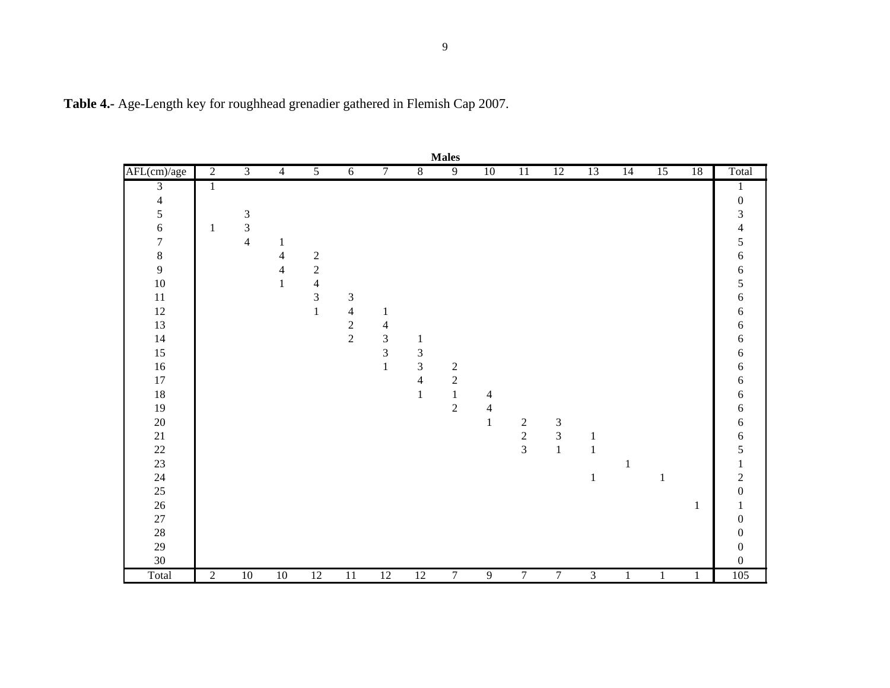**Table 4.-** Age-Length key for roughhead grenadier gathered in Flemish Cap 2007.

**Males**

| AFL(cm)/age | 2 | 3 | 4 | 5 | 6 | 7 | 8 | 9 | 10 | 11 | 12 | 13 | 14 | 15 | 18 | Total |
|---|---|---|---|---|---|---|---|---|---|---|---|---|---|---|---|---|
| 3 | 1 | | | | | | | | | | | | | | | 1 |
| 4 | | | | | | | | | | | | | | | | 0 |
| 5 | | 3 | | | | | | | | | | | | | | 3 |
| 6 | 1 | 3 | | | | | | | | | | | | | | 4 |
| 7 | | 4 | 1 | | | | | | | | | | | | | 5 |
| 8 | | | 4 | 2 | | | | | | | | | | | | 6 |
| 9 | | | 4 | 2 | | | | | | | | | | | | 6 |
| 10 | | | 1 | 4 | | | | | | | | | | | | 5 |
| 11 | | | | 3 | 3 | | | | | | | | | | | 6 |
| 12 | | | | 1 | 4 | 1 | | | | | | | | | | 6 |
| 13 | | | | | 2 | 4 | | | | | | | | | | 6 |
| 14 | | | | | 2 | 3 | 1 | | | | | | | | | 6 |
| 15 | | | | | | 3 | 3 | | | | | | | | | 6 |
| 16 | | | | | | 1 | 3 | 2 | | | | | | | | 6 |
| 17 | | | | | | | 4 | 2 | | | | | | | | 6 |
| 18 | | | | | | | 1 | 1 | 4 | | | | | | | 6 |
| 19 | | | | | | | | 2 | 4 | | | | | | | 6 |
| 20 | | | | | | | | | 1 | 2 | 3 | | | | | 6 |
| 21 | | | | | | | | | | 2 | 3 | 1 | | | | 6 |
| 22 | | | | | | | | | | 3 | 1 | 1 | | | | 5 |
| 23 | | | | | | | | | | | | | 1 | | | 1 |
| 24 | | | | | | | | | | | | 1 | | 1 | | 2 |
| 25 | | | | | | | | | | | | | | | | 0 |
| 26 | | | | | | | | | | | | | | | 1 | 1 |
| 27 | | | | | | | | | | | | | | | | 0 |
| 28 | | | | | | | | | | | | | | | | 0 |
| 29 | | | | | | | | | | | | | | | | 0 |
| 30 | | | | | | | | | | | | | | | | 0 |
| Total | 2 | 10 | 10 | 12 | 11 | 12 | 12 | 7 | 9 | 7 | 7 | 3 | 1 | 1 | 1 | 105 |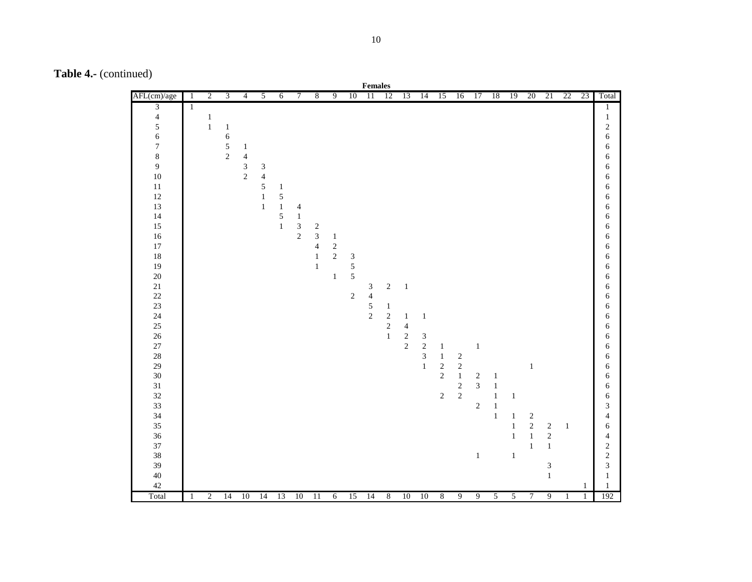**Table 4.-** (continued)

| | | | | | | | | | | | | Females | | | | | | | | | | | | |
|---|---|---|---|---|---|---|---|---|---|---|---|---|---|---|---|---|---|---|---|---|---|---|---|---|
| AFL(cm)/age | 1 | 2 | 3 | 4 | 5 | 6 | 7 | 8 | 9 | 10 | 11 | 12 | 13 | 14 | 15 | 16 | 17 | 18 | 19 | 20 | 21 | 22 | 23 | Total |
| 3 | 1 | | | | | | | | | | | | | | | | | | | | | | | 1 |
| 4 | | 1 | | | | | | | | | | | | | | | | | | | | | | 1 |
| 5 | | 1 | 1 | | | | | | | | | | | | | | | | | | | | | 2 |
| 6 | | | 6 | | | | | | | | | | | | | | | | | | | | | 6 |
| 7 | | | 5 | 1 | | | | | | | | | | | | | | | | | | | | 6 |
| 8 | | | 2 | 4 | | | | | | | | | | | | | | | | | | | | 6 |
| 9 | | | | 3 | 3 | | | | | | | | | | | | | | | | | | | 6 |
| 10 | | | | 2 | 4 | | | | | | | | | | | | | | | | | | | 6 |
| 11 | | | | | 5 | 1 | | | | | | | | | | | | | | | | | | 6 |
| 12 | | | | | 1 | 5 | | | | | | | | | | | | | | | | | | 6 |
| 13 | | | | | 1 | 1 | 4 | | | | | | | | | | | | | | | | | 6 |
| 14 | | | | | | 5 | 1 | | | | | | | | | | | | | | | | | 6 |
| 15 | | | | | | 1 | 3 | 2 | | | | | | | | | | | | | | | | 6 |
| 16 | | | | | | | 2 | 3 | 1 | | | | | | | | | | | | | | | 6 |
| 17 | | | | | | | | 4 | 2 | | | | | | | | | | | | | | | 6 |
| 18 | | | | | | | | 1 | 2 | 3 | | | | | | | | | | | | | | 6 |
| 19 | | | | | | | | 1 | | 5 | | | | | | | | | | | | | | 6 |
| 20 | | | | | | | | | 1 | 5 | | | | | | | | | | | | | | 6 |
| 21 | | | | | | | | | | | 3 | 2 | 1 | | | | | | | | | | | 6 |
| 22 | | | | | | | | | | 2 | 4 | | | | | | | | | | | | | 6 |
| 23 | | | | | | | | | | | 5 | 1 | | | | | | | | | | | | 6 |
| 24 | | | | | | | | | | | 2 | 2 | 1 | 1 | | | | | | | | | | 6 |
| 25 | | | | | | | | | | | | 2 | 4 | | | | | | | | | | | 6 |
| 26 | | | | | | | | | | | | 1 | 2 | 3 | | | | | | | | | | 6 |
| 27 | | | | | | | | | | | | | 2 | 2 | 1 | | 1 | | | | | | | 6 |
| 28 | | | | | | | | | | | | | | 3 | 1 | 2 | | | | | | | | 6 |
| 29 | | | | | | | | | | | | | | 1 | 2 | 2 | | | | 1 | | | | 6 |
| 30 | | | | | | | | | | | | | | | 2 | 1 | 2 | 1 | | | | | | 6 |
| 31 | | | | | | | | | | | | | | | | 2 | 3 | 1 | | | | | | 6 |
| 32 | | | | | | | | | | | | | | | 2 | 2 | | 1 | 1 | | | | | 6 |
| 33 | | | | | | | | | | | | | | | | | 2 | 1 | | | | | | 3 |
| 34 | | | | | | | | | | | | | | | | | | 1 | 1 | 2 | | | | 4 |
| 35 | | | | | | | | | | | | | | | | | | | 1 | 2 | 2 | 1 | | 6 |
| 36 | | | | | | | | | | | | | | | | | | | 1 | 1 | 2 | | | 4 |
| 37 | | | | | | | | | | | | | | | | | | | | 1 | 1 | | | 2 |
| 38 | | | | | | | | | | | | | | | | | 1 | | 1 | | | | | 2 |
| 39 | | | | | | | | | | | | | | | | | | | | | 3 | | | 3 |
| 40 | | | | | | | | | | | | | | | | | | | | | 1 | | | 1 |
| 42 | | | | | | | | | | | | | | | | | | | | | | | 1 | 1 |
| Total | 1 | 2 | 14 | 10 | 14 | 13 | 10 | 11 | 6 | 15 | 14 | 8 | 10 | 10 | 8 | 9 | 9 | 5 | 5 | 7 | 9 | 1 | 1 | 192 |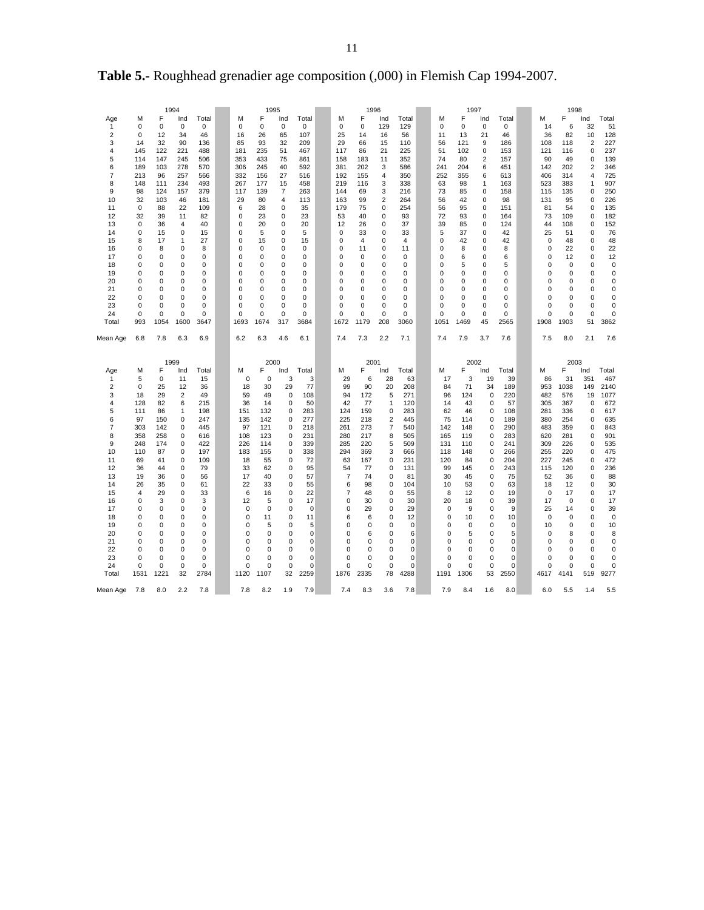**Table 5.-** Roughhead grenadier age composition (,000) in Flemish Cap 1994-2007.

| | 1994 | | | | 1995 | | | | 1996 | | | | 1997 | | | | 1998 | | | |
|---|---|---|---|---|---|---|---|---|---|---|---|---|---|---|---|---|---|---|---|---|
| Age | M | F | Ind | Total | M | F | Ind | Total | M | F | Ind | Total | M | F | Ind | Total | M | F | Ind | Total |
| 1 | 0 | 0 | 0 | 0 | 0 | 0 | 0 | 0 | 0 | 0 | 129 | 129 | 0 | 0 | 0 | 0 | 14 | 6 | 32 | 51 |
| 2 | 0 | 12 | 34 | 46 | 16 | 26 | 65 | 107 | 25 | 14 | 16 | 56 | 11 | 13 | 21 | 46 | 36 | 82 | 10 | 128 |
| 3 | 14 | 32 | 90 | 136 | 85 | 93 | 32 | 209 | 29 | 66 | 15 | 110 | 56 | 121 | 9 | 186 | 108 | 118 | 2 | 227 |
| 4 | 145 | 122 | 221 | 488 | 181 | 235 | 51 | 467 | 117 | 86 | 21 | 225 | 51 | 102 | 0 | 153 | 121 | 116 | 0 | 237 |
| 5 | 114 | 147 | 245 | 506 | 353 | 433 | 75 | 861 | 158 | 183 | 11 | 352 | 74 | 80 | 2 | 157 | 90 | 49 | 0 | 139 |
| 6 | 189 | 103 | 278 | 570 | 306 | 245 | 40 | 592 | 381 | 202 | 3 | 586 | 241 | 204 | 6 | 451 | 142 | 202 | 2 | 346 |
| 7 | 213 | 96 | 257 | 566 | 332 | 156 | 27 | 516 | 192 | 155 | 4 | 350 | 252 | 355 | 6 | 613 | 406 | 314 | 4 | 725 |
| 8 | 148 | 111 | 234 | 493 | 267 | 177 | 15 | 458 | 219 | 116 | 3 | 338 | 63 | 98 | 1 | 163 | 523 | 383 | 1 | 907 |
| 9 | 98 | 124 | 157 | 379 | 117 | 139 | 7 | 263 | 144 | 69 | 3 | 216 | 73 | 85 | 0 | 158 | 115 | 135 | 0 | 250 |
| 10 | 32 | 103 | 46 | 181 | 29 | 80 | 4 | 113 | 163 | 99 | 2 | 264 | 56 | 42 | 0 | 98 | 131 | 95 | 0 | 226 |
| 11 | 0 | 88 | 22 | 109 | 6 | 28 | 0 | 35 | 179 | 75 | 0 | 254 | 56 | 95 | 0 | 151 | 81 | 54 | 0 | 135 |
| 12 | 32 | 39 | 11 | 82 | 0 | 23 | 0 | 23 | 53 | 40 | 0 | 93 | 72 | 93 | 0 | 164 | 73 | 109 | 0 | 182 |
| 13 | 0 | 36 | 4 | 40 | 0 | 20 | 0 | 20 | 12 | 26 | 0 | 37 | 39 | 85 | 0 | 124 | 44 | 108 | 0 | 152 |
| 14 | 0 | 15 | 0 | 15 | 0 | 5 | 0 | 5 | 0 | 33 | 0 | 33 | 5 | 37 | 0 | 42 | 25 | 51 | 0 | 76 |
| 15 | 8 | 17 | 1 | 27 | 0 | 15 | 0 | 15 | 0 | 4 | 0 | 4 | 0 | 42 | 0 | 42 | 0 | 48 | 0 | 48 |
| 16 | 0 | 8 | 0 | 8 | 0 | 0 | 0 | 0 | 0 | 11 | 0 | 11 | 0 | 8 | 0 | 8 | 0 | 22 | 0 | 22 |
| 17 | 0 | 0 | 0 | 0 | 0 | 0 | 0 | 0 | 0 | 0 | 0 | 0 | 0 | 6 | 0 | 6 | 0 | 12 | 0 | 12 |
| 18 | 0 | 0 | 0 | 0 | 0 | 0 | 0 | 0 | 0 | 0 | 0 | 0 | 0 | 5 | 0 | 5 | 0 | 0 | 0 | 0 |
| 19 | 0 | 0 | 0 | 0 | 0 | 0 | 0 | 0 | 0 | 0 | 0 | 0 | 0 | 0 | 0 | 0 | 0 | 0 | 0 | 0 |
| 20 | 0 | 0 | 0 | 0 | 0 | 0 | 0 | 0 | 0 | 0 | 0 | 0 | 0 | 0 | 0 | 0 | 0 | 0 | 0 | 0 |
| 21 | 0 | 0 | 0 | 0 | 0 | 0 | 0 | 0 | 0 | 0 | 0 | 0 | 0 | 0 | 0 | 0 | 0 | 0 | 0 | 0 |
| 22 | 0 | 0 | 0 | 0 | 0 | 0 | 0 | 0 | 0 | 0 | 0 | 0 | 0 | 0 | 0 | 0 | 0 | 0 | 0 | 0 |
| 23 | 0 | 0 | 0 | 0 | 0 | 0 | 0 | 0 | 0 | 0 | 0 | 0 | 0 | 0 | 0 | 0 | 0 | 0 | 0 | 0 |
| 24 | 0 | 0 | 0 | 0 | 0 | 0 | 0 | 0 | 0 | 0 | 0 | 0 | 0 | 0 | 0 | 0 | 0 | 0 | 0 | 0 |
| Total | 993 | 1054 | 1600 | 3647 | 1693 | 1674 | 317 | 3684 | 1672 | 1179 | 208 | 3060 | 1051 | 1469 | 45 | 2565 | 1908 | 1903 | 51 | 3862 |
| Mean Age | 6.8 | 7.8 | 6.3 | 6.9 | 6.2 | 6.3 | 4.6 | 6.1 | 7.4 | 7.3 | 2.2 | 7.1 | 7.4 | 7.9 | 3.7 | 7.6 | 7.5 | 8.0 | 2.1 | 7.6 |

| | 1999 | | | | 2000 | | | | 2001 | | | | 2002 | | | | 2003 | | | |
|---|---|---|---|---|---|---|---|---|---|---|---|---|---|---|---|---|---|---|---|---|
| Age | M | F | Ind | Total | M | F | Ind | Total | M | F | Ind | Total | M | F | Ind | Total | M | F | Ind | Total |
| 1 | 5 | 0 | 11 | 15 | 0 | 0 | 3 | 3 | 29 | 6 | 28 | 63 | 17 | 3 | 19 | 39 | 86 | 31 | 351 | 467 |
| 2 | 0 | 25 | 12 | 36 | 18 | 30 | 29 | 77 | 99 | 90 | 20 | 208 | 84 | 71 | 34 | 189 | 953 | 1038 | 149 | 2140 |
| 3 | 18 | 29 | 2 | 49 | 59 | 49 | 0 | 108 | 94 | 172 | 5 | 271 | 96 | 124 | 0 | 220 | 482 | 576 | 19 | 1077 |
| 4 | 128 | 82 | 6 | 215 | 36 | 14 | 0 | 50 | 42 | 77 | 1 | 120 | 14 | 43 | 0 | 57 | 305 | 367 | 0 | 672 |
| 5 | 111 | 86 | 1 | 198 | 151 | 132 | 0 | 283 | 124 | 159 | 0 | 283 | 62 | 46 | 0 | 108 | 281 | 336 | 0 | 617 |
| 6 | 97 | 150 | 0 | 247 | 135 | 142 | 0 | 277 | 225 | 218 | 2 | 445 | 75 | 114 | 0 | 189 | 380 | 254 | 0 | 635 |
| 7 | 303 | 142 | 0 | 445 | 97 | 121 | 0 | 218 | 261 | 273 | 7 | 540 | 142 | 148 | 0 | 290 | 483 | 359 | 0 | 843 |
| 8 | 358 | 258 | 0 | 616 | 108 | 123 | 0 | 231 | 280 | 217 | 8 | 505 | 165 | 119 | 0 | 283 | 620 | 281 | 0 | 901 |
| 9 | 248 | 174 | 0 | 422 | 226 | 114 | 0 | 339 | 285 | 220 | 5 | 509 | 131 | 110 | 0 | 241 | 309 | 226 | 0 | 535 |
| 10 | 110 | 87 | 0 | 197 | 183 | 155 | 0 | 338 | 294 | 369 | 3 | 666 | 118 | 148 | 0 | 266 | 255 | 220 | 0 | 475 |
| 11 | 69 | 41 | 0 | 109 | 18 | 55 | 0 | 72 | 63 | 167 | 0 | 231 | 120 | 84 | 0 | 204 | 227 | 245 | 0 | 472 |
| 12 | 36 | 44 | 0 | 79 | 33 | 62 | 0 | 95 | 54 | 77 | 0 | 131 | 99 | 145 | 0 | 243 | 115 | 120 | 0 | 236 |
| 13 | 19 | 36 | 0 | 56 | 17 | 40 | 0 | 57 | 7 | 74 | 0 | 81 | 30 | 45 | 0 | 75 | 52 | 36 | 0 | 88 |
| 14 | 26 | 35 | 0 | 61 | 22 | 33 | 0 | 55 | 6 | 98 | 0 | 104 | 10 | 53 | 0 | 63 | 18 | 12 | 0 | 30 |
| 15 | 4 | 29 | 0 | 33 | 6 | 16 | 0 | 22 | 7 | 48 | 0 | 55 | 8 | 12 | 0 | 19 | 0 | 17 | 0 | 17 |
| 16 | 0 | 3 | 0 | 3 | 12 | 5 | 0 | 17 | 0 | 30 | 0 | 30 | 20 | 18 | 0 | 39 | 17 | 0 | 0 | 17 |
| 17 | 0 | 0 | 0 | 0 | 0 | 0 | 0 | 0 | 0 | 29 | 0 | 29 | 0 | 9 | 0 | 9 | 25 | 14 | 0 | 39 |
| 18 | 0 | 0 | 0 | 0 | 0 | 11 | 0 | 11 | 6 | 6 | 0 | 12 | 0 | 10 | 0 | 10 | 0 | 0 | 0 | 0 |
| 19 | 0 | 0 | 0 | 0 | 0 | 5 | 0 | 5 | 0 | 0 | 0 | 0 | 0 | 0 | 0 | 0 | 10 | 0 | 0 | 10 |
| 20 | 0 | 0 | 0 | 0 | 0 | 0 | 0 | 0 | 0 | 6 | 0 | 6 | 0 | 5 | 0 | 5 | 0 | 8 | 0 | 8 |
| 21 | 0 | 0 | 0 | 0 | 0 | 0 | 0 | 0 | 0 | 0 | 0 | 0 | 0 | 0 | 0 | 0 | 0 | 0 | 0 | 0 |
| 22 | 0 | 0 | 0 | 0 | 0 | 0 | 0 | 0 | 0 | 0 | 0 | 0 | 0 | 0 | 0 | 0 | 0 | 0 | 0 | 0 |
| 23 | 0 | 0 | 0 | 0 | 0 | 0 | 0 | 0 | 0 | 0 | 0 | 0 | 0 | 0 | 0 | 0 | 0 | 0 | 0 | 0 |
| 24 | 0 | 0 | 0 | 0 | 0 | 0 | 0 | 0 | 0 | 0 | 0 | 0 | 0 | 0 | 0 | 0 | 0 | 0 | 0 | 0 |
| Total | 1531 | 1221 | 32 | 2784 | 1120 | 1107 | 32 | 2259 | 1876 | 2335 | 78 | 4288 | 1191 | 1306 | 53 | 2550 | 4617 | 4141 | 519 | 9277 |
| Mean Age | 7.8 | 8.0 | 2.2 | 7.8 | 7.8 | 8.2 | 1.9 | 7.9 | 7.4 | 8.3 | 3.6 | 7.8 | 7.9 | 8.4 | 1.6 | 8.0 | 6.0 | 5.5 | 1.4 | 5.5 |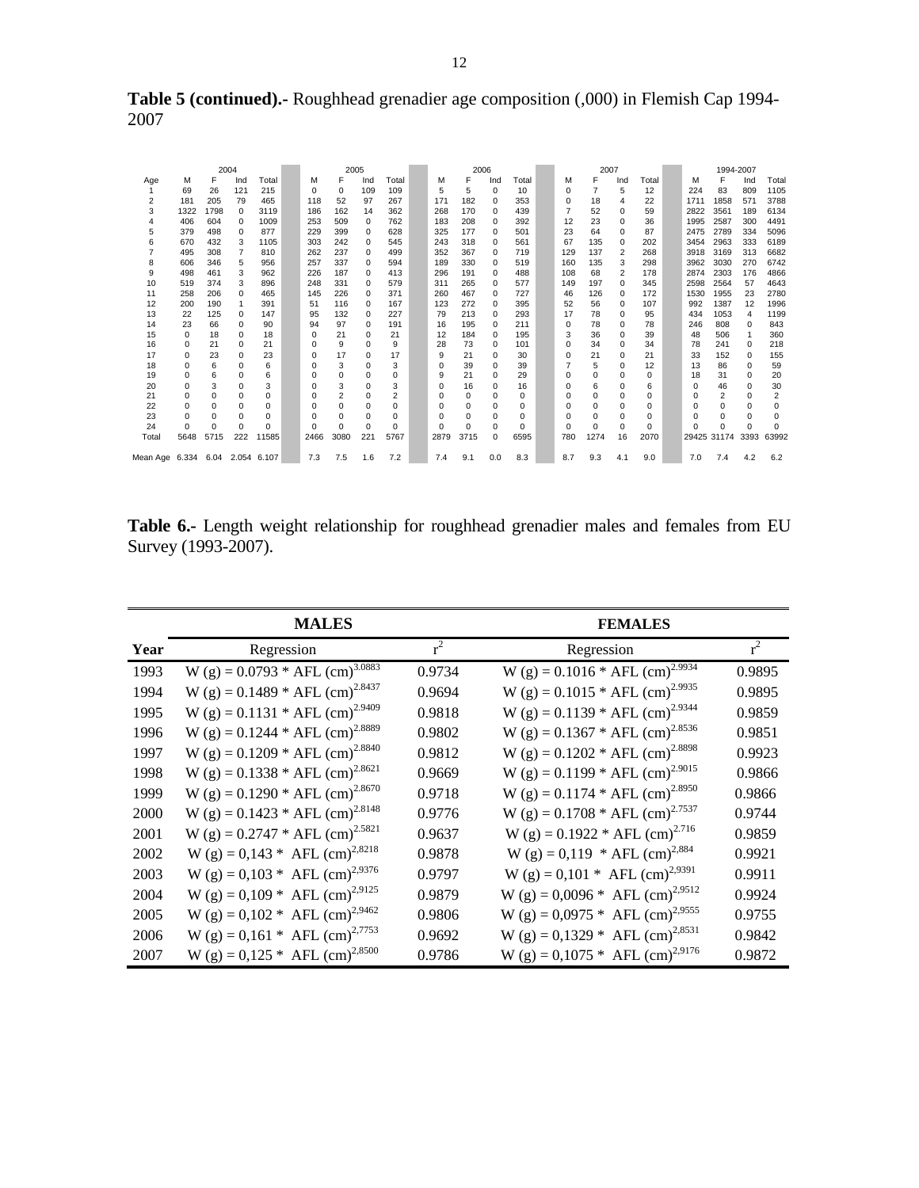**Table 5 (continued).-** Roughhead grenadier age composition (,000) in Flemish Cap 1994-2007

| | 2004 | | | | 2005 | | | | 2006 | | | | 2007 | | | | 1994-2007 | | | |
|---|---|---|---|---|---|---|---|---|---|---|---|---|---|---|---|---|---|---|---|---|
| Age | M | F | Ind | Total | M | F | Ind | Total | M | F | Ind | Total | M | F | Ind | Total | M | F | Ind | Total |
| 1 | 69 | 26 | 121 | 215 | 0 | 0 | 109 | 109 | 5 | 5 | 0 | 10 | 0 | 7 | 5 | 12 | 224 | 83 | 809 | 1105 |
| 2 | 181 | 205 | 79 | 465 | 118 | 52 | 97 | 267 | 171 | 182 | 0 | 353 | 0 | 18 | 4 | 22 | 1711 | 1858 | 571 | 3788 |
| 3 | 1322 | 1798 | 0 | 3119 | 186 | 162 | 14 | 362 | 268 | 170 | 0 | 439 | 7 | 52 | 0 | 59 | 2822 | 3561 | 189 | 6134 |
| 4 | 406 | 604 | 0 | 1009 | 253 | 509 | 0 | 762 | 183 | 208 | 0 | 392 | 12 | 23 | 0 | 36 | 1995 | 2587 | 300 | 4491 |
| 5 | 379 | 498 | 0 | 877 | 229 | 399 | 0 | 628 | 325 | 177 | 0 | 501 | 23 | 64 | 0 | 87 | 2475 | 2789 | 334 | 5096 |
| 6 | 670 | 432 | 3 | 1105 | 303 | 242 | 0 | 545 | 243 | 318 | 0 | 561 | 67 | 135 | 0 | 202 | 3454 | 2963 | 333 | 6189 |
| 7 | 495 | 308 | 7 | 810 | 262 | 237 | 0 | 499 | 352 | 367 | 0 | 719 | 129 | 137 | 2 | 268 | 3918 | 3169 | 313 | 6682 |
| 8 | 606 | 346 | 5 | 956 | 257 | 337 | 0 | 594 | 189 | 330 | 0 | 519 | 160 | 135 | 3 | 298 | 3962 | 3030 | 270 | 6742 |
| 9 | 498 | 461 | 3 | 962 | 226 | 187 | 0 | 413 | 296 | 191 | 0 | 488 | 108 | 68 | 2 | 178 | 2874 | 2303 | 176 | 4866 |
| 10 | 519 | 374 | 3 | 896 | 248 | 331 | 0 | 579 | 311 | 265 | 0 | 577 | 149 | 197 | 0 | 345 | 2598 | 2564 | 57 | 4643 |
| 11 | 258 | 206 | 0 | 465 | 145 | 226 | 0 | 371 | 260 | 467 | 0 | 727 | 46 | 126 | 0 | 172 | 1530 | 1955 | 23 | 2780 |
| 12 | 200 | 190 | 1 | 391 | 51 | 116 | 0 | 167 | 123 | 272 | 0 | 395 | 52 | 56 | 0 | 107 | 992 | 1387 | 12 | 1996 |
| 13 | 22 | 125 | 0 | 147 | 95 | 132 | 0 | 227 | 79 | 213 | 0 | 293 | 17 | 78 | 0 | 95 | 434 | 1053 | 4 | 1199 |
| 14 | 23 | 66 | 0 | 90 | 94 | 97 | 0 | 191 | 16 | 195 | 0 | 211 | 0 | 78 | 0 | 78 | 246 | 808 | 0 | 843 |
| 15 | 0 | 18 | 0 | 18 | 0 | 21 | 0 | 21 | 12 | 184 | 0 | 195 | 3 | 36 | 0 | 39 | 48 | 506 | 1 | 360 |
| 16 | 0 | 21 | 0 | 21 | 0 | 9 | 0 | 9 | 28 | 73 | 0 | 101 | 0 | 34 | 0 | 34 | 78 | 241 | 0 | 218 |
| 17 | 0 | 23 | 0 | 23 | 0 | 17 | 0 | 17 | 9 | 21 | 0 | 30 | 0 | 21 | 0 | 21 | 33 | 152 | 0 | 155 |
| 18 | 0 | 6 | 0 | 6 | 0 | 3 | 0 | 3 | 0 | 39 | 0 | 39 | 7 | 5 | 0 | 12 | 13 | 86 | 0 | 59 |
| 19 | 0 | 6 | 0 | 6 | 0 | 0 | 0 | 0 | 9 | 21 | 0 | 29 | 0 | 0 | 0 | 0 | 18 | 31 | 0 | 20 |
| 20 | 0 | 3 | 0 | 3 | 0 | 3 | 0 | 3 | 0 | 16 | 0 | 16 | 0 | 6 | 0 | 6 | 0 | 46 | 0 | 30 |
| 21 | 0 | 0 | 0 | 0 | 0 | 2 | 0 | 2 | 0 | 0 | 0 | 0 | 0 | 0 | 0 | 0 | 0 | 2 | 0 | 2 |
| 22 | 0 | 0 | 0 | 0 | 0 | 0 | 0 | 0 | 0 | 0 | 0 | 0 | 0 | 0 | 0 | 0 | 0 | 0 | 0 | 0 |
| 23 | 0 | 0 | 0 | 0 | 0 | 0 | 0 | 0 | 0 | 0 | 0 | 0 | 0 | 0 | 0 | 0 | 0 | 0 | 0 | 0 |
| 24 | 0 | 0 | 0 | 0 | 0 | 0 | 0 | 0 | 0 | 0 | 0 | 0 | 0 | 0 | 0 | 0 | 0 | 0 | 0 | 0 |
| Total | 5648 | 5715 | 222 | 11585 | 2466 | 3080 | 221 | 5767 | 2879 | 3715 | 0 | 6595 | 780 | 1274 | 16 | 2070 | 29425 | 31174 | 3393 | 63992 |
| Mean Age | 6.334 | 6.04 | 2.054 | 6.107 | 7.3 | 7.5 | 1.6 | 7.2 | 7.4 | 9.1 | 0.0 | 8.3 | 8.7 | 9.3 | 4.1 | 9.0 | 7.0 | 7.4 | 4.2 | 6.2 |

**Table 6.-** Length weight relationship for roughhead grenadier males and females from EU Survey (1993-2007).

| | MALES | | FEMALES | |
|---|---|---|---|---|
| **Year** | Regression | $r^2$ | Regression | $r^2$ |
| 1993 | W (g) = 0.0793 * AFL (cm)$^{3.0883}$ | 0.9734 | W (g) = 0.1016 * AFL (cm)$^{2.9934}$ | 0.9895 |
| 1994 | W (g) = 0.1489 * AFL (cm)$^{2.8437}$ | 0.9694 | W (g) = 0.1015 * AFL (cm)$^{2.9935}$ | 0.9895 |
| 1995 | W (g) = 0.1131 * AFL (cm)$^{2.9409}$ | 0.9818 | W (g) = 0.1139 * AFL (cm)$^{2.9344}$ | 0.9859 |
| 1996 | W (g) = 0.1244 * AFL (cm)$^{2.8889}$ | 0.9802 | W (g) = 0.1367 * AFL (cm)$^{2.8536}$ | 0.9851 |
| 1997 | W (g) = 0.1209 * AFL (cm)$^{2.8840}$ | 0.9812 | W (g) = 0.1202 * AFL (cm)$^{2.8898}$ | 0.9923 |
| 1998 | W (g) = 0.1338 * AFL (cm)$^{2.8621}$ | 0.9669 | W (g) = 0.1199 * AFL (cm)$^{2.9015}$ | 0.9866 |
| 1999 | W (g) = 0.1290 * AFL (cm)$^{2.8670}$ | 0.9718 | W (g) = 0.1174 * AFL (cm)$^{2.8950}$ | 0.9866 |
| 2000 | W (g) = 0.1423 * AFL (cm)$^{2.8148}$ | 0.9776 | W (g) = 0.1708 * AFL (cm)$^{2.7537}$ | 0.9744 |
| 2001 | W (g) = 0.2747 * AFL (cm)$^{2.5821}$ | 0.9637 | W (g) = 0.1922 * AFL (cm)$^{2.716}$ | 0.9859 |
| 2002 | W (g) = 0,143 * AFL (cm)$^{2,8218}$ | 0.9878 | W (g) = 0,119 * AFL (cm)$^{2,884}$ | 0.9921 |
| 2003 | W (g) = 0,103 * AFL (cm)$^{2,9376}$ | 0.9797 | W (g) = 0,101 * AFL (cm)$^{2,9391}$ | 0.9911 |
| 2004 | W (g) = 0,109 * AFL (cm)$^{2,9125}$ | 0.9879 | W (g) = 0,0096 * AFL (cm)$^{2,9512}$ | 0.9924 |
| 2005 | W (g) = 0,102 * AFL (cm)$^{2,9462}$ | 0.9806 | W (g) = 0,0975 * AFL (cm)$^{2,9555}$ | 0.9755 |
| 2006 | W (g) = 0,161 * AFL (cm)$^{2,7753}$ | 0.9692 | W (g) = 0,1329 * AFL (cm)$^{2,8531}$ | 0.9842 |
| 2007 | W (g) = 0,125 * AFL (cm)$^{2,8500}$ | 0.9786 | W (g) = 0,1075 * AFL (cm)$^{2,9176}$ | 0.9872 |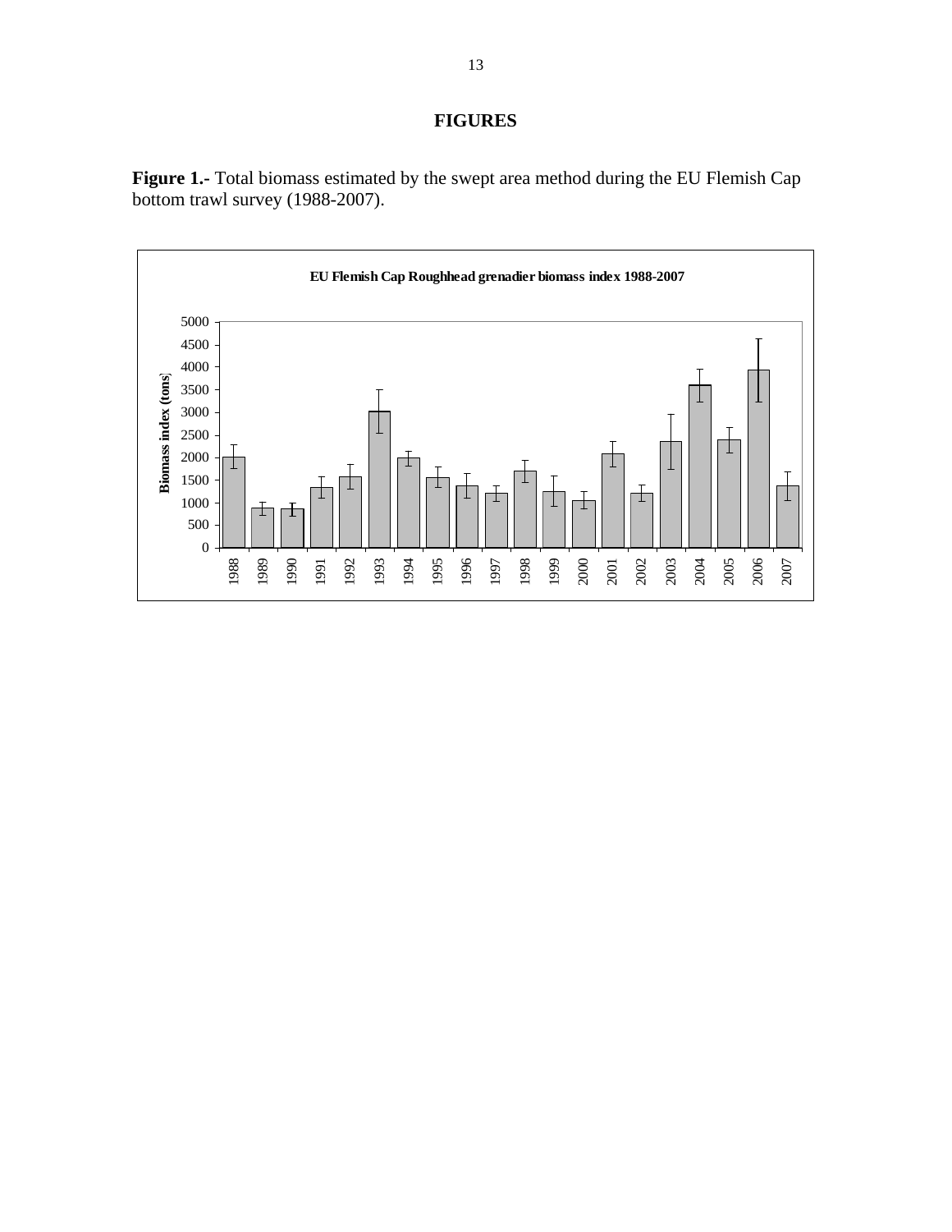# FIGURES

**Figure 1.-** Total biomass estimated by the swept area method during the EU Flemish Cap bottom trawl survey (1988-2007).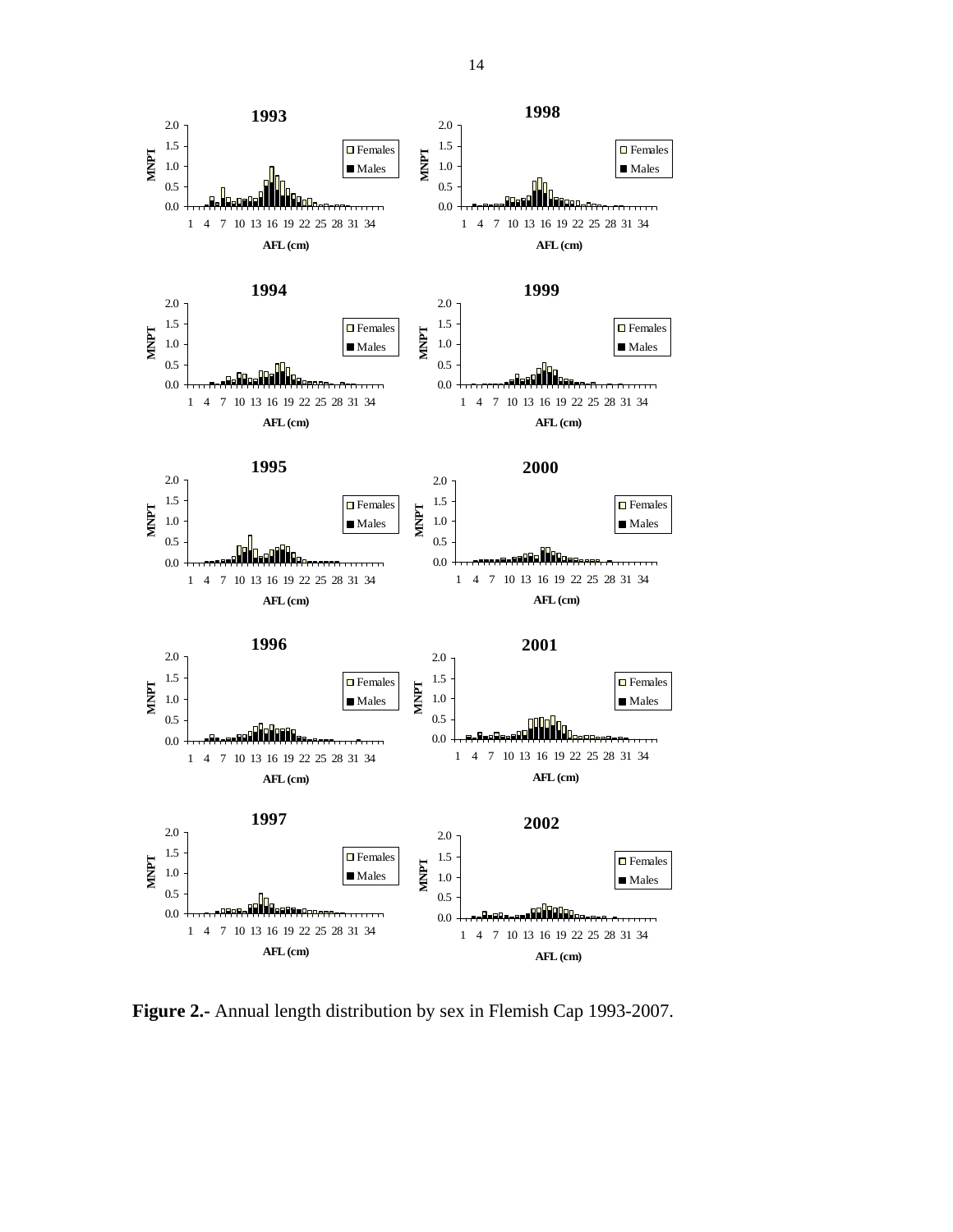**Figure 2.-** Annual length distribution by sex in Flemish Cap 1993-2007.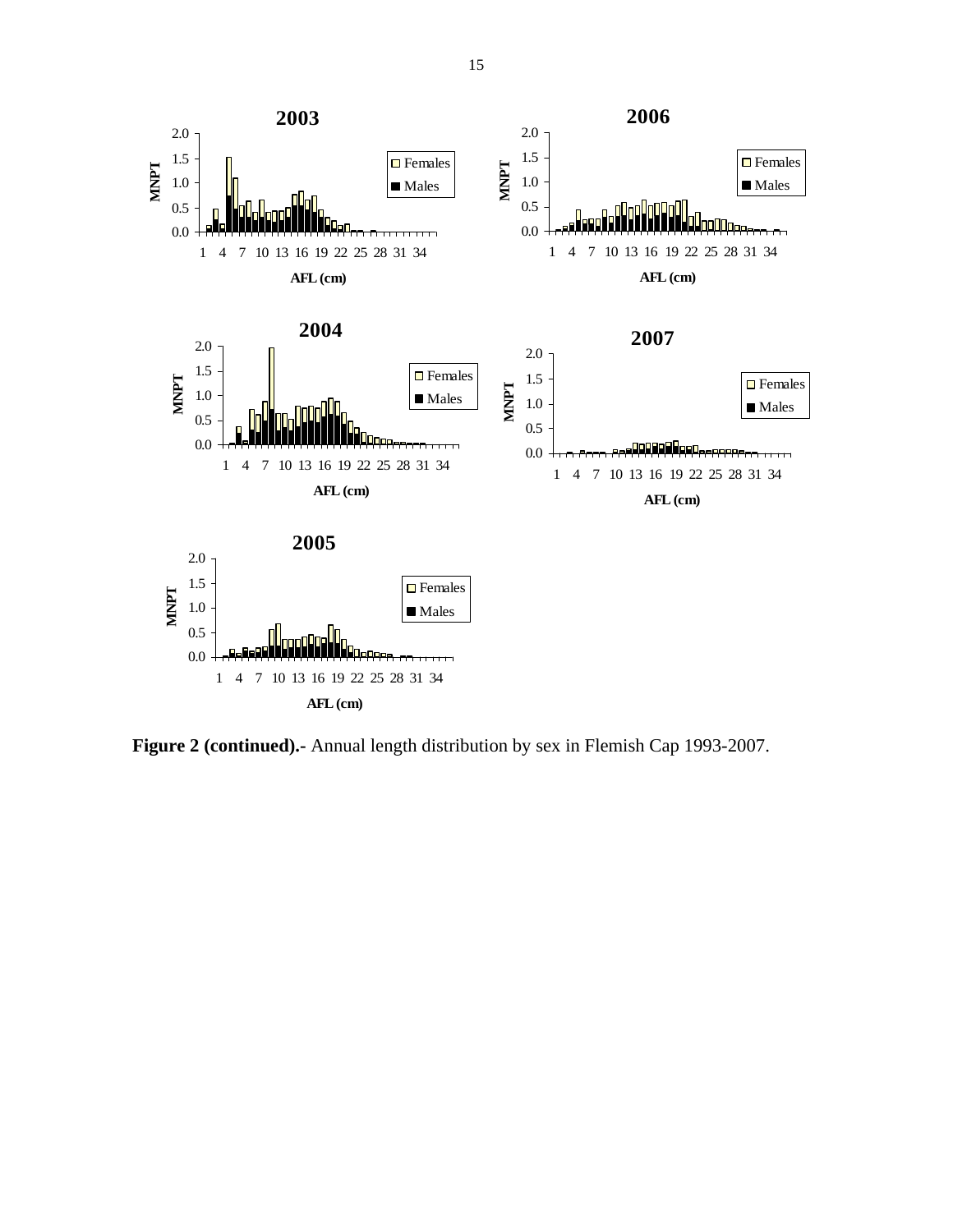**Figure 2 (continued).-** Annual length distribution by sex in Flemish Cap 1993-2007.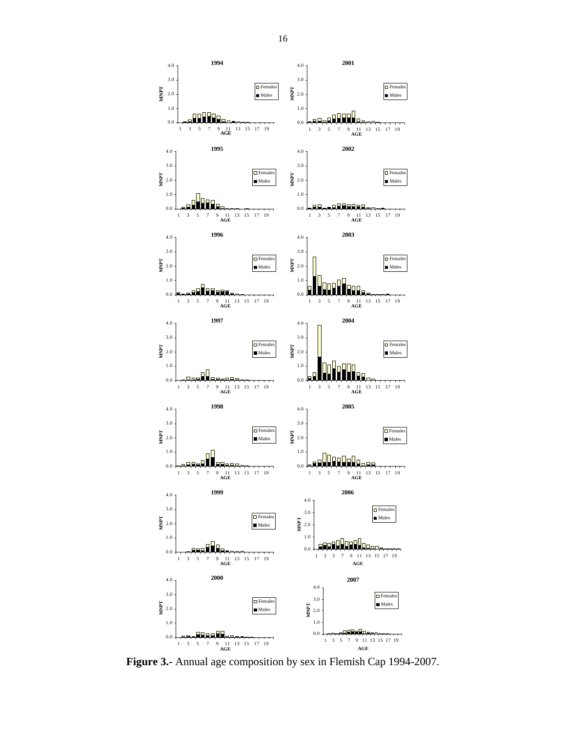**Figure 3.-** Annual age composition by sex in Flemish Cap 1994-2007.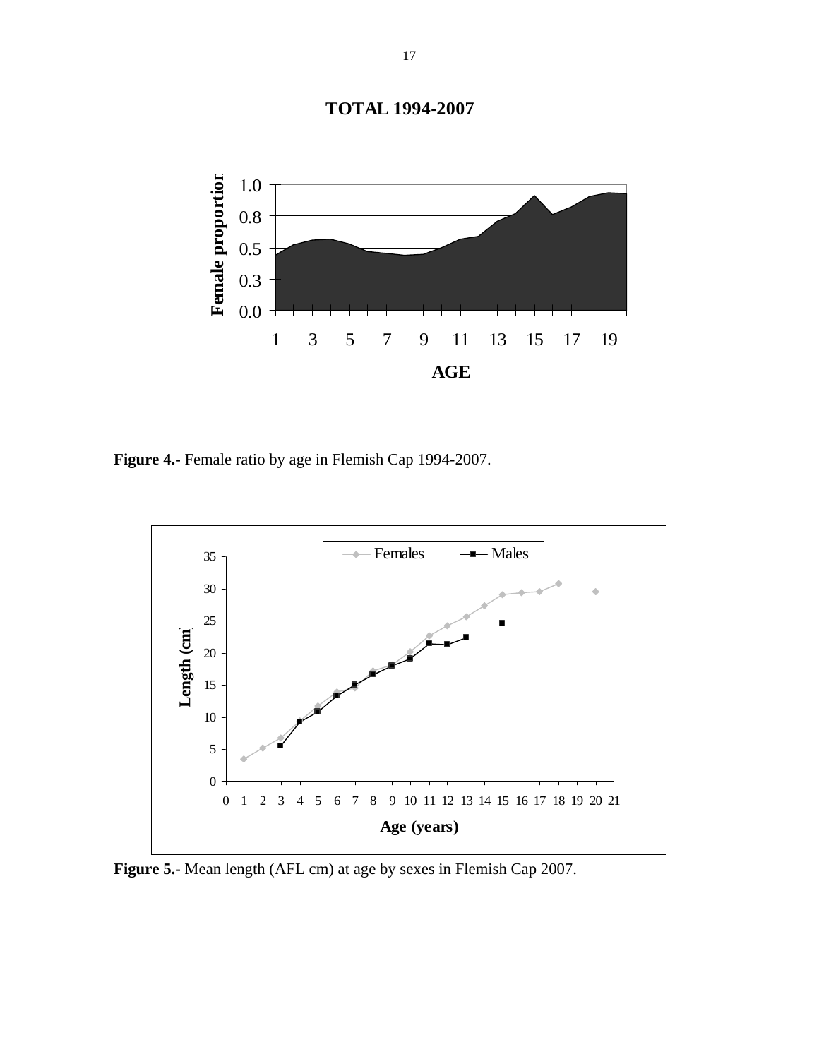**Figure 4.-** Female ratio by age in Flemish Cap 1994-2007.

**Figure 5.-** Mean length (AFL cm) at age by sexes in Flemish Cap 2007.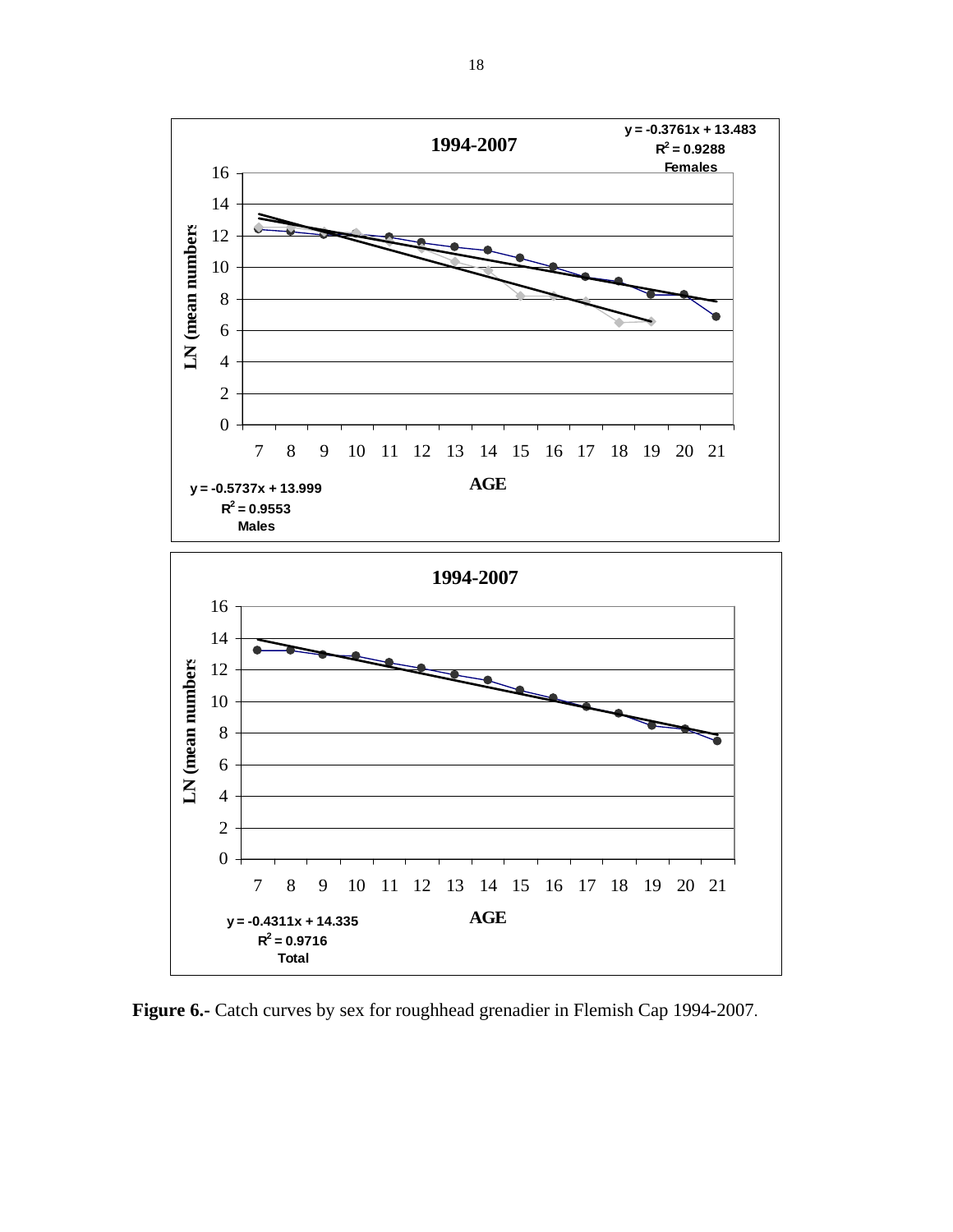1994-2007

y = -0.3761x + 13.483
$R^2$ = 0.9288
Females

LN (mean numbers

0
2
4
6
8
10
12
14
16

7 8 9 10 11 12 13 14 15 16 17 18 19 20 21

AGE

y = -0.5737x + 13.999
$R^2$ = 0.9553
Males

1994-2007

LN (mean numbers

0
2
4
6
8
10
12
14
16

7 8 9 10 11 12 13 14 15 16 17 18 19 20 21

AGE

y = -0.4311x + 14.335
$R^2$ = 0.9716
Total

**Figure 6.-** Catch curves by sex for roughhead grenadier in Flemish Cap 1994-2007.